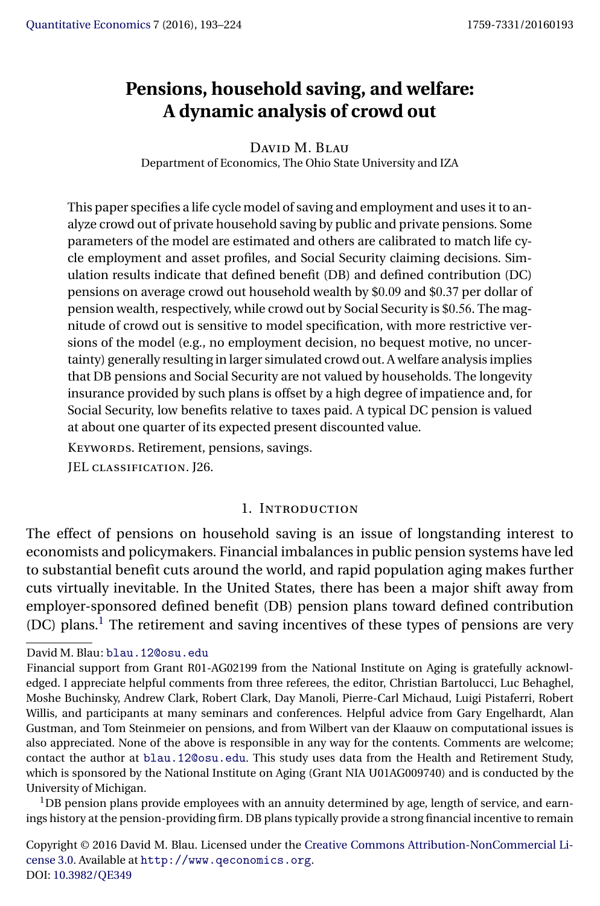# Pensions, household saving, and welfare: A dynamic analysis of crowd out

David M. Blau
Department of Economics, The Ohio State University and IZA

This paper specifies a life cycle model of saving and employment and uses it to analyze crowd out of private household saving by public and private pensions. Some parameters of the model are estimated and others are calibrated to match life cycle employment and asset profiles, and Social Security claiming decisions. Simulation results indicate that defined benefit (DB) and defined contribution (DC) pensions on average crowd out household wealth by \$0.09 and \$0.37 per dollar of pension wealth, respectively, while crowd out by Social Security is \$0.56. The magnitude of crowd out is sensitive to model specification, with more restrictive versions of the model (e.g., no employment decision, no bequest motive, no uncertainty) generally resulting in larger simulated crowd out. A welfare analysis implies that DB pensions and Social Security are not valued by households. The longevity insurance provided by such plans is offset by a high degree of impatience and, for Social Security, low benefits relative to taxes paid. A typical DC pension is valued at about one quarter of its expected present discounted value.

Keywords. Retirement, pensions, savings.

JEL classification. J26.

## 1. Introduction

The effect of pensions on household saving is an issue of longstanding interest to economists and policymakers. Financial imbalances in public pension systems have led to substantial benefit cuts around the world, and rapid population aging makes further cuts virtually inevitable. In the United States, there has been a major shift away from employer-sponsored defined benefit (DB) pension plans toward defined contribution (DC) plans.[1] The retirement and saving incentives of these types of pensions are very

---

David M. Blau: blau.12@osu.edu

Financial support from Grant R01-AG02199 from the National Institute on Aging is gratefully acknowledged. I appreciate helpful comments from three referees, the editor, Christian Bartolucci, Luc Behaghel, Moshe Buchinsky, Andrew Clark, Robert Clark, Day Manoli, Pierre-Carl Michaud, Luigi Pistaferri, Robert Willis, and participants at many seminars and conferences. Helpful advice from Gary Engelhardt, Alan Gustman, and Tom Steinmeier on pensions, and from Wilbert van der Klaauw on computational issues is also appreciated. None of the above is responsible in any way for the contents. Comments are welcome; contact the author at blau.12@osu.edu. This study uses data from the Health and Retirement Study, which is sponsored by the National Institute on Aging (Grant NIA U01AG009740) and is conducted by the University of Michigan.

[1] DB pension plans provide employees with an annuity determined by age, length of service, and earnings history at the pension-providing firm. DB plans typically provide a strong financial incentive to remain

Copyright © 2016 David M. Blau. Licensed under the Creative Commons Attribution-NonCommercial License 3.0. Available at http://www.qeconomics.org.
DOI: 10.3982/QE349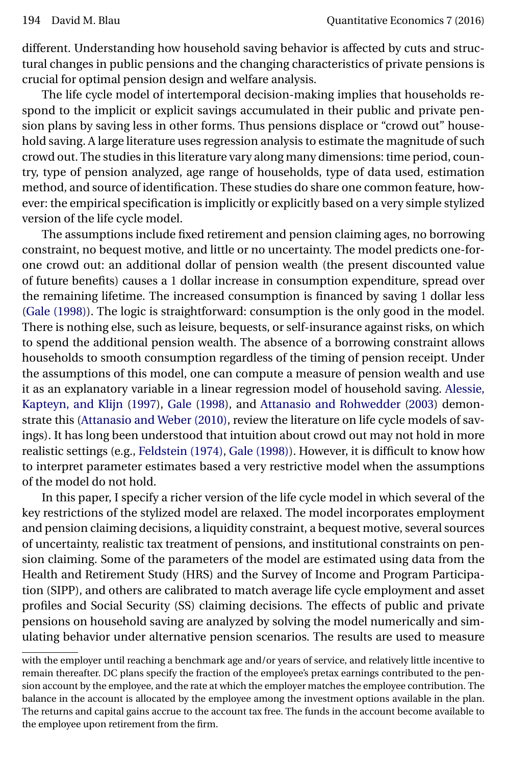different. Understanding how household saving behavior is affected by cuts and structural changes in public pensions and the changing characteristics of private pensions is crucial for optimal pension design and welfare analysis.

The life cycle model of intertemporal decision-making implies that households respond to the implicit or explicit savings accumulated in their public and private pension plans by saving less in other forms. Thus pensions displace or "crowd out" household saving. A large literature uses regression analysis to estimate the magnitude of such crowd out. The studies in this literature vary along many dimensions: time period, country, type of pension analyzed, age range of households, type of data used, estimation method, and source of identification. These studies do share one common feature, however: the empirical specification is implicitly or explicitly based on a very simple stylized version of the life cycle model.

The assumptions include fixed retirement and pension claiming ages, no borrowing constraint, no bequest motive, and little or no uncertainty. The model predicts one-for-one crowd out: an additional dollar of pension wealth (the present discounted value of future benefits) causes a 1 dollar increase in consumption expenditure, spread over the remaining lifetime. The increased consumption is financed by saving 1 dollar less (Gale (1998)). The logic is straightforward: consumption is the only good in the model. There is nothing else, such as leisure, bequests, or self-insurance against risks, on which to spend the additional pension wealth. The absence of a borrowing constraint allows households to smooth consumption regardless of the timing of pension receipt. Under the assumptions of this model, one can compute a measure of pension wealth and use it as an explanatory variable in a linear regression model of household saving. Alessie, Kapteyn, and Klijn (1997), Gale (1998), and Attanasio and Rohwedder (2003) demonstrate this (Attanasio and Weber (2010), review the literature on life cycle models of savings). It has long been understood that intuition about crowd out may not hold in more realistic settings (e.g., Feldstein (1974), Gale (1998)). However, it is difficult to know how to interpret parameter estimates based a very restrictive model when the assumptions of the model do not hold.

In this paper, I specify a richer version of the life cycle model in which several of the key restrictions of the stylized model are relaxed. The model incorporates employment and pension claiming decisions, a liquidity constraint, a bequest motive, several sources of uncertainty, realistic tax treatment of pensions, and institutional constraints on pension claiming. Some of the parameters of the model are estimated using data from the Health and Retirement Study (HRS) and the Survey of Income and Program Participation (SIPP), and others are calibrated to match average life cycle employment and asset profiles and Social Security (SS) claiming decisions. The effects of public and private pensions on household saving are analyzed by solving the model numerically and simulating behavior under alternative pension scenarios. The results are used to measure

with the employer until reaching a benchmark age and/or years of service, and relatively little incentive to remain thereafter. DC plans specify the fraction of the employee's pretax earnings contributed to the pension account by the employee, and the rate at which the employer matches the employee contribution. The balance in the account is allocated by the employee among the investment options available in the plan. The returns and capital gains accrue to the account tax free. The funds in the account become available to the employee upon retirement from the firm.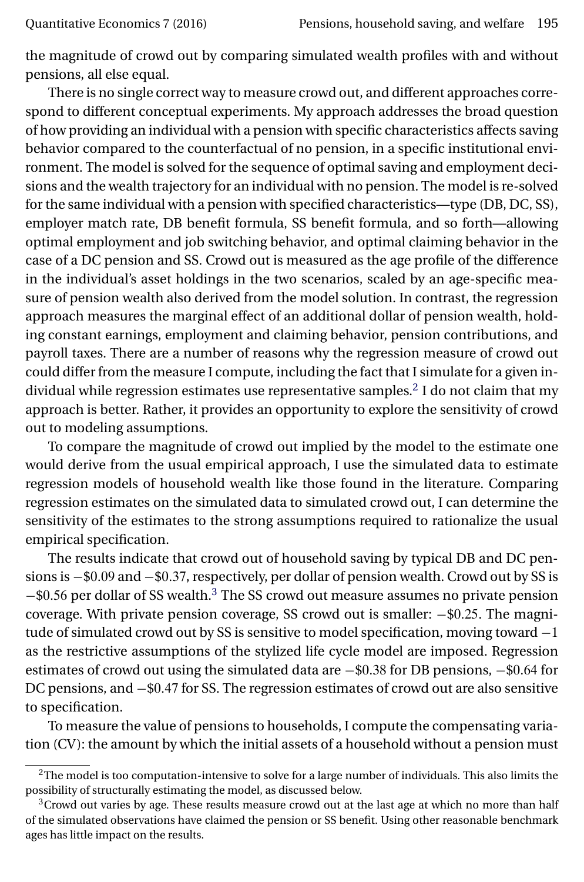the magnitude of crowd out by comparing simulated wealth profiles with and without pensions, all else equal.

There is no single correct way to measure crowd out, and different approaches correspond to different conceptual experiments. My approach addresses the broad question of how providing an individual with a pension with specific characteristics affects saving behavior compared to the counterfactual of no pension, in a specific institutional environment. The model is solved for the sequence of optimal saving and employment decisions and the wealth trajectory for an individual with no pension. The model is re-solved for the same individual with a pension with specified characteristics—type (DB, DC, SS), employer match rate, DB benefit formula, SS benefit formula, and so forth—allowing optimal employment and job switching behavior, and optimal claiming behavior in the case of a DC pension and SS. Crowd out is measured as the age profile of the difference in the individual's asset holdings in the two scenarios, scaled by an age-specific measure of pension wealth also derived from the model solution. In contrast, the regression approach measures the marginal effect of an additional dollar of pension wealth, holding constant earnings, employment and claiming behavior, pension contributions, and payroll taxes. There are a number of reasons why the regression measure of crowd out could differ from the measure I compute, including the fact that I simulate for a given individual while regression estimates use representative samples.[2] I do not claim that my approach is better. Rather, it provides an opportunity to explore the sensitivity of crowd out to modeling assumptions.

To compare the magnitude of crowd out implied by the model to the estimate one would derive from the usual empirical approach, I use the simulated data to estimate regression models of household wealth like those found in the literature. Comparing regression estimates on the simulated data to simulated crowd out, I can determine the sensitivity of the estimates to the strong assumptions required to rationalize the usual empirical specification.

The results indicate that crowd out of household saving by typical DB and DC pensions is −\$0.09 and −\$0.37, respectively, per dollar of pension wealth. Crowd out by SS is −\$0.56 per dollar of SS wealth.[3] The SS crowd out measure assumes no private pension coverage. With private pension coverage, SS crowd out is smaller: −\$0.25. The magnitude of simulated crowd out by SS is sensitive to model specification, moving toward −1 as the restrictive assumptions of the stylized life cycle model are imposed. Regression estimates of crowd out using the simulated data are −\$0.38 for DB pensions, −\$0.64 for DC pensions, and −\$0.47 for SS. The regression estimates of crowd out are also sensitive to specification.

To measure the value of pensions to households, I compute the compensating variation (CV): the amount by which the initial assets of a household without a pension must

[2] The model is too computation-intensive to solve for a large number of individuals. This also limits the possibility of structurally estimating the model, as discussed below.

[3] Crowd out varies by age. These results measure crowd out at the last age at which no more than half of the simulated observations have claimed the pension or SS benefit. Using other reasonable benchmark ages has little impact on the results.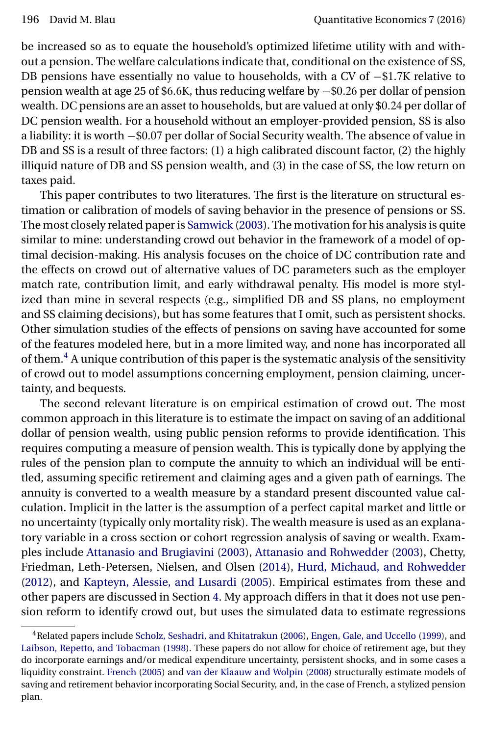be increased so as to equate the household's optimized lifetime utility with and without a pension. The welfare calculations indicate that, conditional on the existence of SS, DB pensions have essentially no value to households, with a CV of −$1.7K relative to pension wealth at age 25 of $6.6K, thus reducing welfare by −$0.26 per dollar of pension wealth. DC pensions are an asset to households, but are valued at only $0.24 per dollar of DC pension wealth. For a household without an employer-provided pension, SS is also a liability: it is worth −$0.07 per dollar of Social Security wealth. The absence of value in DB and SS is a result of three factors: (1) a high calibrated discount factor, (2) the highly illiquid nature of DB and SS pension wealth, and (3) in the case of SS, the low return on taxes paid.

This paper contributes to two literatures. The first is the literature on structural estimation or calibration of models of saving behavior in the presence of pensions or SS. The most closely related paper is Samwick (2003). The motivation for his analysis is quite similar to mine: understanding crowd out behavior in the framework of a model of optimal decision-making. His analysis focuses on the choice of DC contribution rate and the effects on crowd out of alternative values of DC parameters such as the employer match rate, contribution limit, and early withdrawal penalty. His model is more stylized than mine in several respects (e.g., simplified DB and SS plans, no employment and SS claiming decisions), but has some features that I omit, such as persistent shocks. Other simulation studies of the effects of pensions on saving have accounted for some of the features modeled here, but in a more limited way, and none has incorporated all of them.[4] A unique contribution of this paper is the systematic analysis of the sensitivity of crowd out to model assumptions concerning employment, pension claiming, uncertainty, and bequests.

The second relevant literature is on empirical estimation of crowd out. The most common approach in this literature is to estimate the impact on saving of an additional dollar of pension wealth, using public pension reforms to provide identification. This requires computing a measure of pension wealth. This is typically done by applying the rules of the pension plan to compute the annuity to which an individual will be entitled, assuming specific retirement and claiming ages and a given path of earnings. The annuity is converted to a wealth measure by a standard present discounted value calculation. Implicit in the latter is the assumption of a perfect capital market and little or no uncertainty (typically only mortality risk). The wealth measure is used as an explanatory variable in a cross section or cohort regression analysis of saving or wealth. Examples include Attanasio and Brugiavini (2003), Attanasio and Rohwedder (2003), Chetty, Friedman, Leth-Petersen, Nielsen, and Olsen (2014), Hurd, Michaud, and Rohwedder (2012), and Kapteyn, Alessie, and Lusardi (2005). Empirical estimates from these and other papers are discussed in Section 4. My approach differs in that it does not use pension reform to identify crowd out, but uses the simulated data to estimate regressions

[4] Related papers include Scholz, Seshadri, and Khitatrakun (2006), Engen, Gale, and Uccello (1999), and Laibson, Repetto, and Tobacman (1998). These papers do not allow for choice of retirement age, but they do incorporate earnings and/or medical expenditure uncertainty, persistent shocks, and in some cases a liquidity constraint. French (2005) and van der Klaauw and Wolpin (2008) structurally estimate models of saving and retirement behavior incorporating Social Security, and, in the case of French, a stylized pension plan.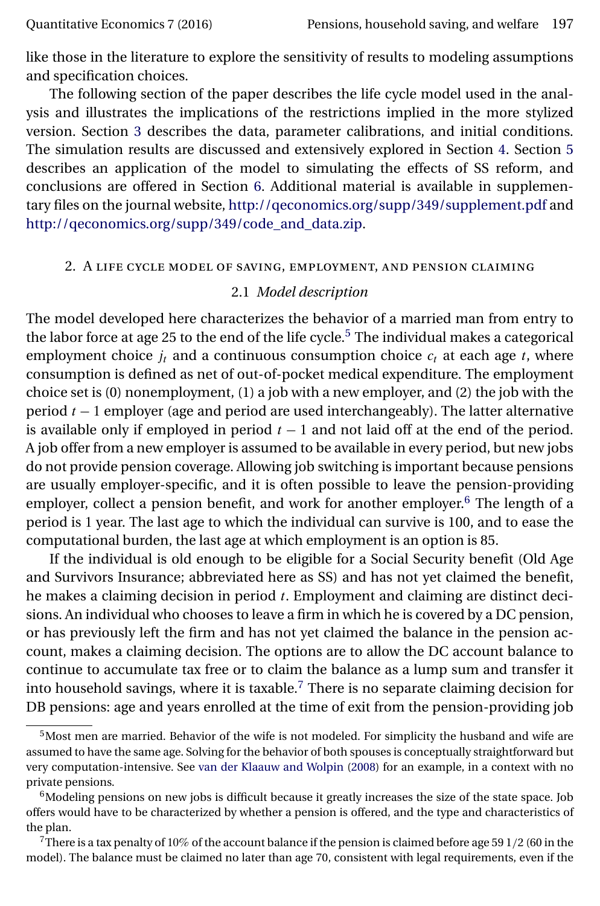like those in the literature to explore the sensitivity of results to modeling assumptions and specification choices.

The following section of the paper describes the life cycle model used in the analysis and illustrates the implications of the restrictions implied in the more stylized version. Section 3 describes the data, parameter calibrations, and initial conditions. The simulation results are discussed and extensively explored in Section 4. Section 5 describes an application of the model to simulating the effects of SS reform, and conclusions are offered in Section 6. Additional material is available in supplementary files on the journal website, http://qeconomics.org/supp/349/supplement.pdf and http://qeconomics.org/supp/349/code_and_data.zip.

## 2. A life cycle model of saving, employment, and pension claiming

### 2.1 *Model description*

The model developed here characterizes the behavior of a married man from entry to the labor force at age 25 to the end of the life cycle.[5] The individual makes a categorical employment choice $j_t$ and a continuous consumption choice $c_t$ at each age $t$, where consumption is defined as net of out-of-pocket medical expenditure. The employment choice set is (0) nonemployment, (1) a job with a new employer, and (2) the job with the period $t-1$ employer (age and period are used interchangeably). The latter alternative is available only if employed in period $t-1$ and not laid off at the end of the period. A job offer from a new employer is assumed to be available in every period, but new jobs do not provide pension coverage. Allowing job switching is important because pensions are usually employer-specific, and it is often possible to leave the pension-providing employer, collect a pension benefit, and work for another employer.[6] The length of a period is 1 year. The last age to which the individual can survive is 100, and to ease the computational burden, the last age at which employment is an option is 85.

If the individual is old enough to be eligible for a Social Security benefit (Old Age and Survivors Insurance; abbreviated here as SS) and has not yet claimed the benefit, he makes a claiming decision in period $t$. Employment and claiming are distinct decisions. An individual who chooses to leave a firm in which he is covered by a DC pension, or has previously left the firm and has not yet claimed the balance in the pension account, makes a claiming decision. The options are to allow the DC account balance to continue to accumulate tax free or to claim the balance as a lump sum and transfer it into household savings, where it is taxable.[7] There is no separate claiming decision for DB pensions: age and years enrolled at the time of exit from the pension-providing job

[5] Most men are married. Behavior of the wife is not modeled. For simplicity the husband and wife are assumed to have the same age. Solving for the behavior of both spouses is conceptually straightforward but very computation-intensive. See van der Klaauw and Wolpin (2008) for an example, in a context with no private pensions.

[6] Modeling pensions on new jobs is difficult because it greatly increases the size of the state space. Job offers would have to be characterized by whether a pension is offered, and the type and characteristics of the plan.

[7] There is a tax penalty of 10% of the account balance if the pension is claimed before age 59 1/2 (60 in the model). The balance must be claimed no later than age 70, consistent with legal requirements, even if the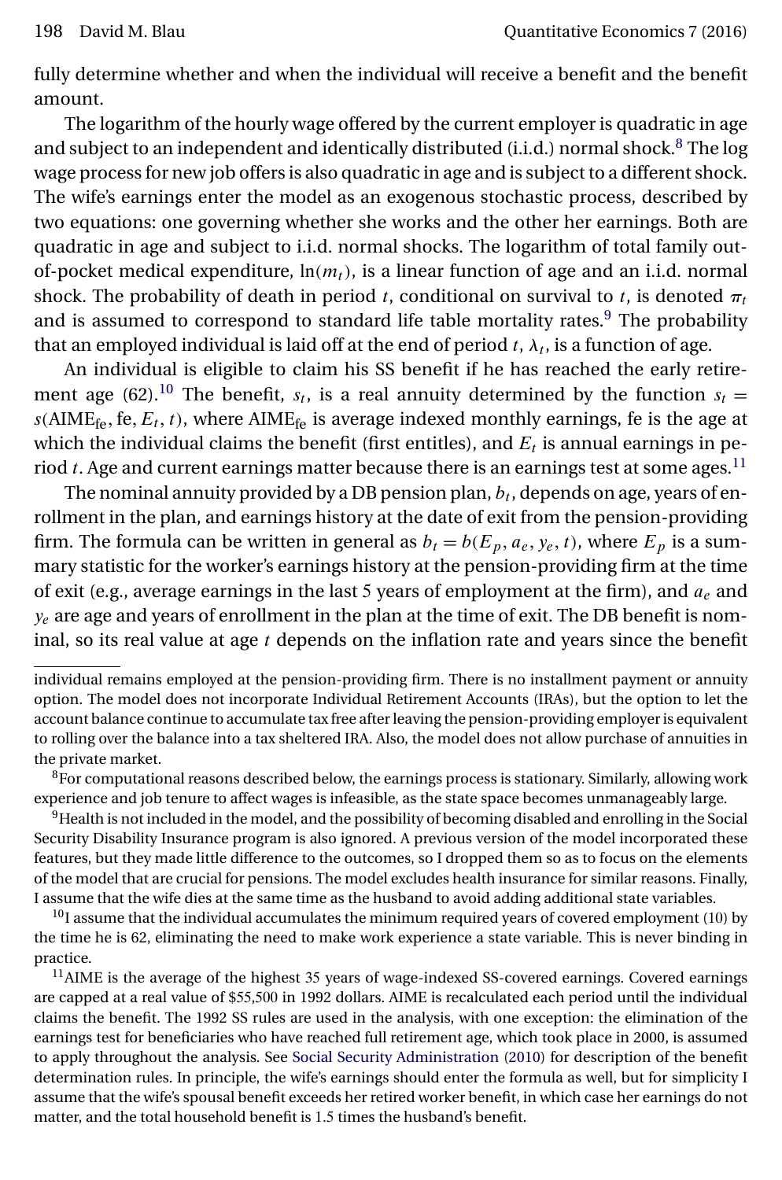fully determine whether and when the individual will receive a benefit and the benefit amount.

The logarithm of the hourly wage offered by the current employer is quadratic in age and subject to an independent and identically distributed (i.i.d.) normal shock.[8] The log wage process for new job offers is also quadratic in age and is subject to a different shock. The wife's earnings enter the model as an exogenous stochastic process, described by two equations: one governing whether she works and the other her earnings. Both are quadratic in age and subject to i.i.d. normal shocks. The logarithm of total family out-of-pocket medical expenditure, $\ln(m_t)$, is a linear function of age and an i.i.d. normal shock. The probability of death in period $t$, conditional on survival to $t$, is denoted $\pi_t$ and is assumed to correspond to standard life table mortality rates.[9] The probability that an employed individual is laid off at the end of period $t$, $\lambda_t$, is a function of age.

An individual is eligible to claim his SS benefit if he has reached the early retirement age (62).[10] The benefit, $s_t$, is a real annuity determined by the function $s_t = s(\text{AIME}_{\text{fe}}, \text{fe}, E_t, t)$, where $\text{AIME}_{\text{fe}}$ is average indexed monthly earnings, fe is the age at which the individual claims the benefit (first entitles), and $E_t$ is annual earnings in period $t$. Age and current earnings matter because there is an earnings test at some ages.[11]

The nominal annuity provided by a DB pension plan, $b_t$, depends on age, years of enrollment in the plan, and earnings history at the date of exit from the pension-providing firm. The formula can be written in general as $b_t = b(E_p, a_e, y_e, t)$, where $E_p$ is a summary statistic for the worker's earnings history at the pension-providing firm at the time of exit (e.g., average earnings in the last 5 years of employment at the firm), and $a_e$ and $y_e$ are age and years of enrollment in the plan at the time of exit. The DB benefit is nominal, so its real value at age $t$ depends on the inflation rate and years since the benefit

individual remains employed at the pension-providing firm. There is no installment payment or annuity option. The model does not incorporate Individual Retirement Accounts (IRAs), but the option to let the account balance continue to accumulate tax free after leaving the pension-providing employer is equivalent to rolling over the balance into a tax sheltered IRA. Also, the model does not allow purchase of annuities in the private market.

[8]For computational reasons described below, the earnings process is stationary. Similarly, allowing work experience and job tenure to affect wages is infeasible, as the state space becomes unmanageably large.

[9]Health is not included in the model, and the possibility of becoming disabled and enrolling in the Social Security Disability Insurance program is also ignored. A previous version of the model incorporated these features, but they made little difference to the outcomes, so I dropped them so as to focus on the elements of the model that are crucial for pensions. The model excludes health insurance for similar reasons. Finally, I assume that the wife dies at the same time as the husband to avoid adding additional state variables.

[10]I assume that the individual accumulates the minimum required years of covered employment (10) by the time he is 62, eliminating the need to make work experience a state variable. This is never binding in practice.

[11]AIME is the average of the highest 35 years of wage-indexed SS-covered earnings. Covered earnings are capped at a real value of $55,500 in 1992 dollars. AIME is recalculated each period until the individual claims the benefit. The 1992 SS rules are used in the analysis, with one exception: the elimination of the earnings test for beneficiaries who have reached full retirement age, which took place in 2000, is assumed to apply throughout the analysis. See Social Security Administration (2010) for description of the benefit determination rules. In principle, the wife's earnings should enter the formula as well, but for simplicity I assume that the wife's spousal benefit exceeds her retired worker benefit, in which case her earnings do not matter, and the total household benefit is 1.5 times the husband's benefit.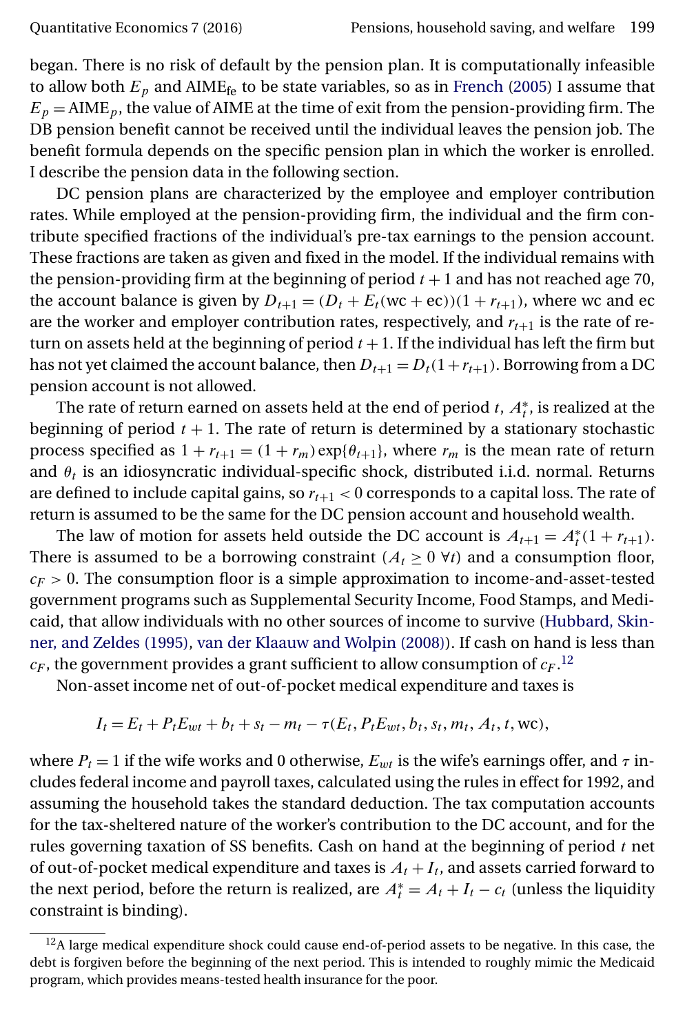began. There is no risk of default by the pension plan. It is computationally infeasible to allow both $E_p$ and $\text{AIME}_{\text{fe}}$ to be state variables, so as in French (2005) I assume that $E_p = \text{AIME}_p$, the value of AIME at the time of exit from the pension-providing firm. The DB pension benefit cannot be received until the individual leaves the pension job. The benefit formula depends on the specific pension plan in which the worker is enrolled. I describe the pension data in the following section.

DC pension plans are characterized by the employee and employer contribution rates. While employed at the pension-providing firm, the individual and the firm contribute specified fractions of the individual's pre-tax earnings to the pension account. These fractions are taken as given and fixed in the model. If the individual remains with the pension-providing firm at the beginning of period $t+1$ and has not reached age 70, the account balance is given by $D_{t+1} = (D_t + E_t(\text{wc} + \text{ec}))(1 + r_{t+1})$, where wc and ec are the worker and employer contribution rates, respectively, and $r_{t+1}$ is the rate of return on assets held at the beginning of period $t+1$. If the individual has left the firm but has not yet claimed the account balance, then $D_{t+1} = D_t(1 + r_{t+1})$. Borrowing from a DC pension account is not allowed.

The rate of return earned on assets held at the end of period $t$, $A_t^*$, is realized at the beginning of period $t+1$. The rate of return is determined by a stationary stochastic process specified as $1 + r_{t+1} = (1 + r_m)\exp\{\theta_{t+1}\}$, where $r_m$ is the mean rate of return and $\theta_t$ is an idiosyncratic individual-specific shock, distributed i.i.d. normal. Returns are defined to include capital gains, so $r_{t+1} < 0$ corresponds to a capital loss. The rate of return is assumed to be the same for the DC pension account and household wealth.

The law of motion for assets held outside the DC account is $A_{t+1} = A_t^*(1 + r_{t+1})$. There is assumed to be a borrowing constraint ($A_t \geq 0 \ \forall t$) and a consumption floor, $c_F > 0$. The consumption floor is a simple approximation to income-and-asset-tested government programs such as Supplemental Security Income, Food Stamps, and Medicaid, that allow individuals with no other sources of income to survive (Hubbard, Skinner, and Zeldes (1995), van der Klaauw and Wolpin (2008)). If cash on hand is less than $c_F$, the government provides a grant sufficient to allow consumption of $c_F$.[12]

Non-asset income net of out-of-pocket medical expenditure and taxes is

$$I_t = E_t + P_t E_{wt} + b_t + s_t - m_t - \tau(E_t, P_t E_{wt}, b_t, s_t, m_t, A_t, t, \text{wc}),$$

where $P_t = 1$ if the wife works and 0 otherwise, $E_{wt}$ is the wife's earnings offer, and $\tau$ includes federal income and payroll taxes, calculated using the rules in effect for 1992, and assuming the household takes the standard deduction. The tax computation accounts for the tax-sheltered nature of the worker's contribution to the DC account, and for the rules governing taxation of SS benefits. Cash on hand at the beginning of period $t$ net of out-of-pocket medical expenditure and taxes is $A_t + I_t$, and assets carried forward to the next period, before the return is realized, are $A_t^* = A_t + I_t - c_t$ (unless the liquidity constraint is binding).

[12] A large medical expenditure shock could cause end-of-period assets to be negative. In this case, the debt is forgiven before the beginning of the next period. This is intended to roughly mimic the Medicaid program, which provides means-tested health insurance for the poor.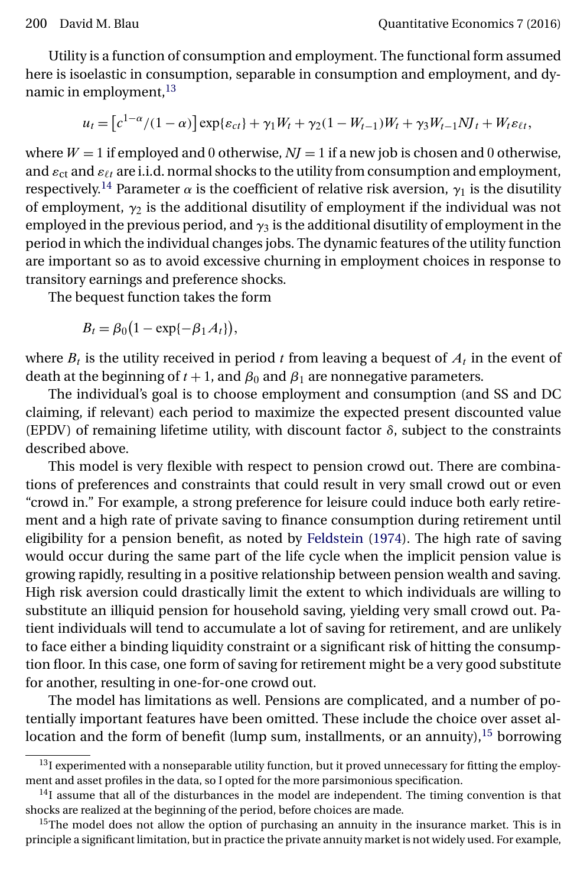Utility is a function of consumption and employment. The functional form assumed here is isoelastic in consumption, separable in consumption and employment, and dynamic in employment,[13]

$$u_t = \left[c^{1-\alpha}/(1-\alpha)\right]\exp\{\varepsilon_{ct}\} + \gamma_1 W_t + \gamma_2(1-W_{t-1})W_t + \gamma_3 W_{t-1} NJ_t + W_t \varepsilon_{\ell t},$$

where $W = 1$ if employed and 0 otherwise, $NJ = 1$ if a new job is chosen and 0 otherwise, and $\varepsilon_{\text{ct}}$ and $\varepsilon_{\ell t}$ are i.i.d. normal shocks to the utility from consumption and employment, respectively.[14] Parameter $\alpha$ is the coefficient of relative risk aversion, $\gamma_1$ is the disutility of employment, $\gamma_2$ is the additional disutility of employment if the individual was not employed in the previous period, and $\gamma_3$ is the additional disutility of employment in the period in which the individual changes jobs. The dynamic features of the utility function are important so as to avoid excessive churning in employment choices in response to transitory earnings and preference shocks.

The bequest function takes the form

$$B_t = \beta_0\left(1 - \exp\{-\beta_1 A_t\}\right),$$

where $B_t$ is the utility received in period $t$ from leaving a bequest of $A_t$ in the event of death at the beginning of $t+1$, and $\beta_0$ and $\beta_1$ are nonnegative parameters.

The individual's goal is to choose employment and consumption (and SS and DC claiming, if relevant) each period to maximize the expected present discounted value (EPDV) of remaining lifetime utility, with discount factor $\delta$, subject to the constraints described above.

This model is very flexible with respect to pension crowd out. There are combinations of preferences and constraints that could result in very small crowd out or even "crowd in." For example, a strong preference for leisure could induce both early retirement and a high rate of private saving to finance consumption during retirement until eligibility for a pension benefit, as noted by Feldstein (1974). The high rate of saving would occur during the same part of the life cycle when the implicit pension value is growing rapidly, resulting in a positive relationship between pension wealth and saving. High risk aversion could drastically limit the extent to which individuals are willing to substitute an illiquid pension for household saving, yielding very small crowd out. Patient individuals will tend to accumulate a lot of saving for retirement, and are unlikely to face either a binding liquidity constraint or a significant risk of hitting the consumption floor. In this case, one form of saving for retirement might be a very good substitute for another, resulting in one-for-one crowd out.

The model has limitations as well. Pensions are complicated, and a number of potentially important features have been omitted. These include the choice over asset allocation and the form of benefit (lump sum, installments, or an annuity),[15] borrowing

[13] I experimented with a nonseparable utility function, but it proved unnecessary for fitting the employment and asset profiles in the data, so I opted for the more parsimonious specification.

[14] I assume that all of the disturbances in the model are independent. The timing convention is that shocks are realized at the beginning of the period, before choices are made.

[15] The model does not allow the option of purchasing an annuity in the insurance market. This is in principle a significant limitation, but in practice the private annuity market is not widely used. For example,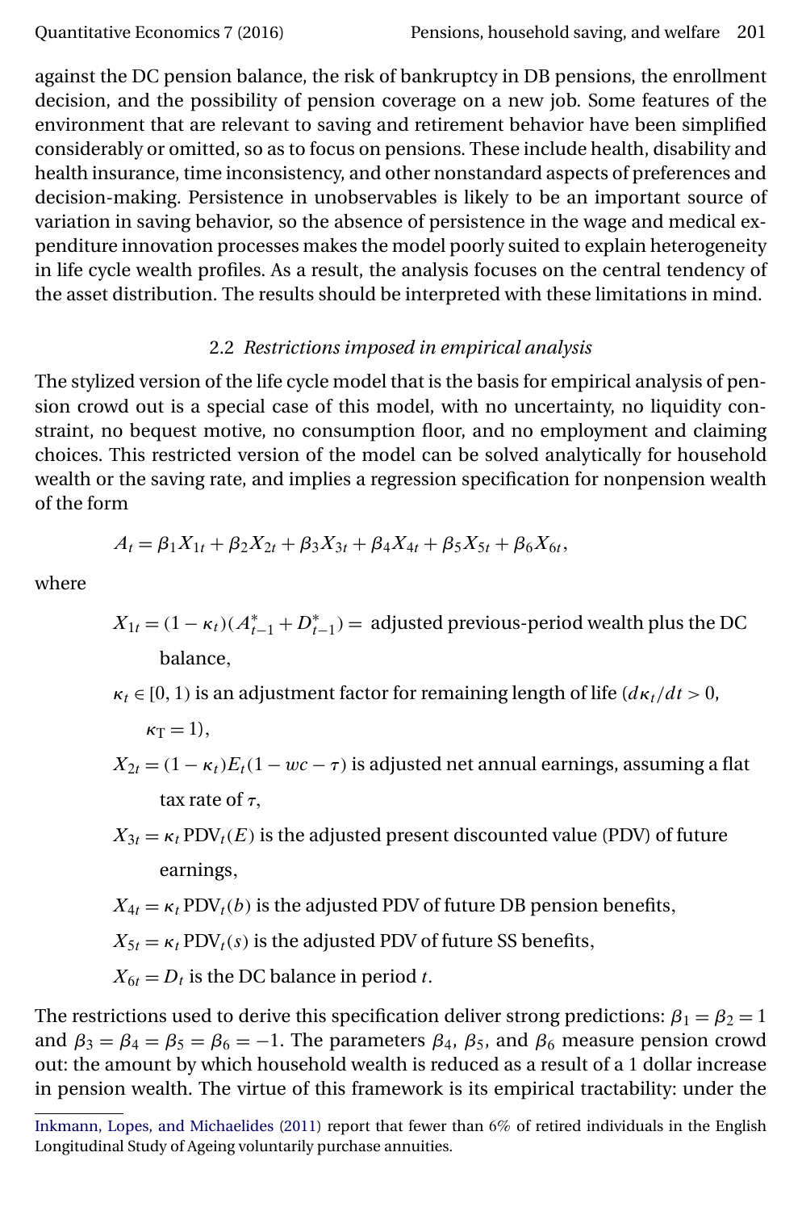against the DC pension balance, the risk of bankruptcy in DB pensions, the enrollment decision, and the possibility of pension coverage on a new job. Some features of the environment that are relevant to saving and retirement behavior have been simplified considerably or omitted, so as to focus on pensions. These include health, disability and health insurance, time inconsistency, and other nonstandard aspects of preferences and decision-making. Persistence in unobservables is likely to be an important source of variation in saving behavior, so the absence of persistence in the wage and medical expenditure innovation processes makes the model poorly suited to explain heterogeneity in life cycle wealth profiles. As a result, the analysis focuses on the central tendency of the asset distribution. The results should be interpreted with these limitations in mind.

### 2.2 *Restrictions imposed in empirical analysis*

The stylized version of the life cycle model that is the basis for empirical analysis of pension crowd out is a special case of this model, with no uncertainty, no liquidity constraint, no bequest motive, no consumption floor, and no employment and claiming choices. This restricted version of the model can be solved analytically for household wealth or the saving rate, and implies a regression specification for nonpension wealth of the form

$$A_t = \beta_1 X_{1t} + \beta_2 X_{2t} + \beta_3 X_{3t} + \beta_4 X_{4t} + \beta_5 X_{5t} + \beta_6 X_{6t},$$

where

$X_{1t} = (1 - \kappa_t)(A^*_{t-1} + D^*_{t-1}) =$ adjusted previous-period wealth plus the DC balance,

$\kappa_t \in [0, 1)$ is an adjustment factor for remaining length of life ($d\kappa_t/dt > 0$, $\kappa_T = 1$),

$X_{2t} = (1 - \kappa_t)E_t(1 - wc - \tau)$ is adjusted net annual earnings, assuming a flat tax rate of $\tau$,

$X_{3t} = \kappa_t \,\mathrm{PDV}_t(E)$ is the adjusted present discounted value (PDV) of future earnings,

$X_{4t} = \kappa_t \,\mathrm{PDV}_t(b)$ is the adjusted PDV of future DB pension benefits,

$X_{5t} = \kappa_t \,\mathrm{PDV}_t(s)$ is the adjusted PDV of future SS benefits,

$X_{6t} = D_t$ is the DC balance in period $t$.

The restrictions used to derive this specification deliver strong predictions: $\beta_1 = \beta_2 = 1$ and $\beta_3 = \beta_4 = \beta_5 = \beta_6 = -1$. The parameters $\beta_4$, $\beta_5$, and $\beta_6$ measure pension crowd out: the amount by which household wealth is reduced as a result of a 1 dollar increase in pension wealth. The virtue of this framework is its empirical tractability: under the

Inkmann, Lopes, and Michaelides (2011) report that fewer than 6% of retired individuals in the English Longitudinal Study of Ageing voluntarily purchase annuities.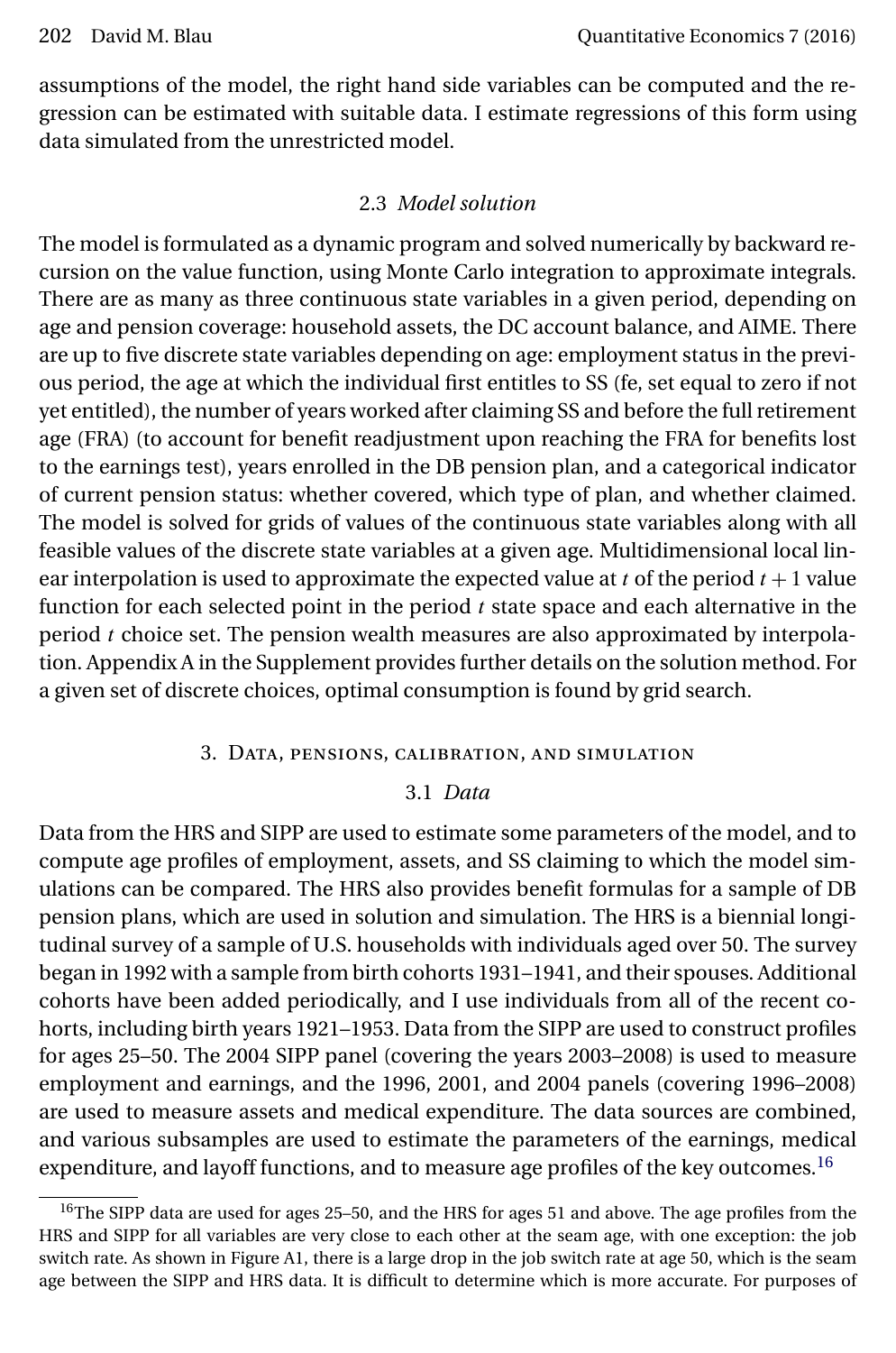assumptions of the model, the right hand side variables can be computed and the regression can be estimated with suitable data. I estimate regressions of this form using data simulated from the unrestricted model.

### 2.3 *Model solution*

The model is formulated as a dynamic program and solved numerically by backward recursion on the value function, using Monte Carlo integration to approximate integrals. There are as many as three continuous state variables in a given period, depending on age and pension coverage: household assets, the DC account balance, and AIME. There are up to five discrete state variables depending on age: employment status in the previous period, the age at which the individual first entitles to SS (fe, set equal to zero if not yet entitled), the number of years worked after claiming SS and before the full retirement age (FRA) (to account for benefit readjustment upon reaching the FRA for benefits lost to the earnings test), years enrolled in the DB pension plan, and a categorical indicator of current pension status: whether covered, which type of plan, and whether claimed. The model is solved for grids of values of the continuous state variables along with all feasible values of the discrete state variables at a given age. Multidimensional local linear interpolation is used to approximate the expected value at $t$ of the period $t+1$ value function for each selected point in the period $t$ state space and each alternative in the period $t$ choice set. The pension wealth measures are also approximated by interpolation. Appendix A in the Supplement provides further details on the solution method. For a given set of discrete choices, optimal consumption is found by grid search.

## 3. Data, pensions, calibration, and simulation

### 3.1 *Data*

Data from the HRS and SIPP are used to estimate some parameters of the model, and to compute age profiles of employment, assets, and SS claiming to which the model simulations can be compared. The HRS also provides benefit formulas for a sample of DB pension plans, which are used in solution and simulation. The HRS is a biennial longitudinal survey of a sample of U.S. households with individuals aged over 50. The survey began in 1992 with a sample from birth cohorts 1931–1941, and their spouses. Additional cohorts have been added periodically, and I use individuals from all of the recent cohorts, including birth years 1921–1953. Data from the SIPP are used to construct profiles for ages 25–50. The 2004 SIPP panel (covering the years 2003–2008) is used to measure employment and earnings, and the 1996, 2001, and 2004 panels (covering 1996–2008) are used to measure assets and medical expenditure. The data sources are combined, and various subsamples are used to estimate the parameters of the earnings, medical expenditure, and layoff functions, and to measure age profiles of the key outcomes.[16]

[16] The SIPP data are used for ages 25–50, and the HRS for ages 51 and above. The age profiles from the HRS and SIPP for all variables are very close to each other at the seam age, with one exception: the job switch rate. As shown in Figure A1, there is a large drop in the job switch rate at age 50, which is the seam age between the SIPP and HRS data. It is difficult to determine which is more accurate. For purposes of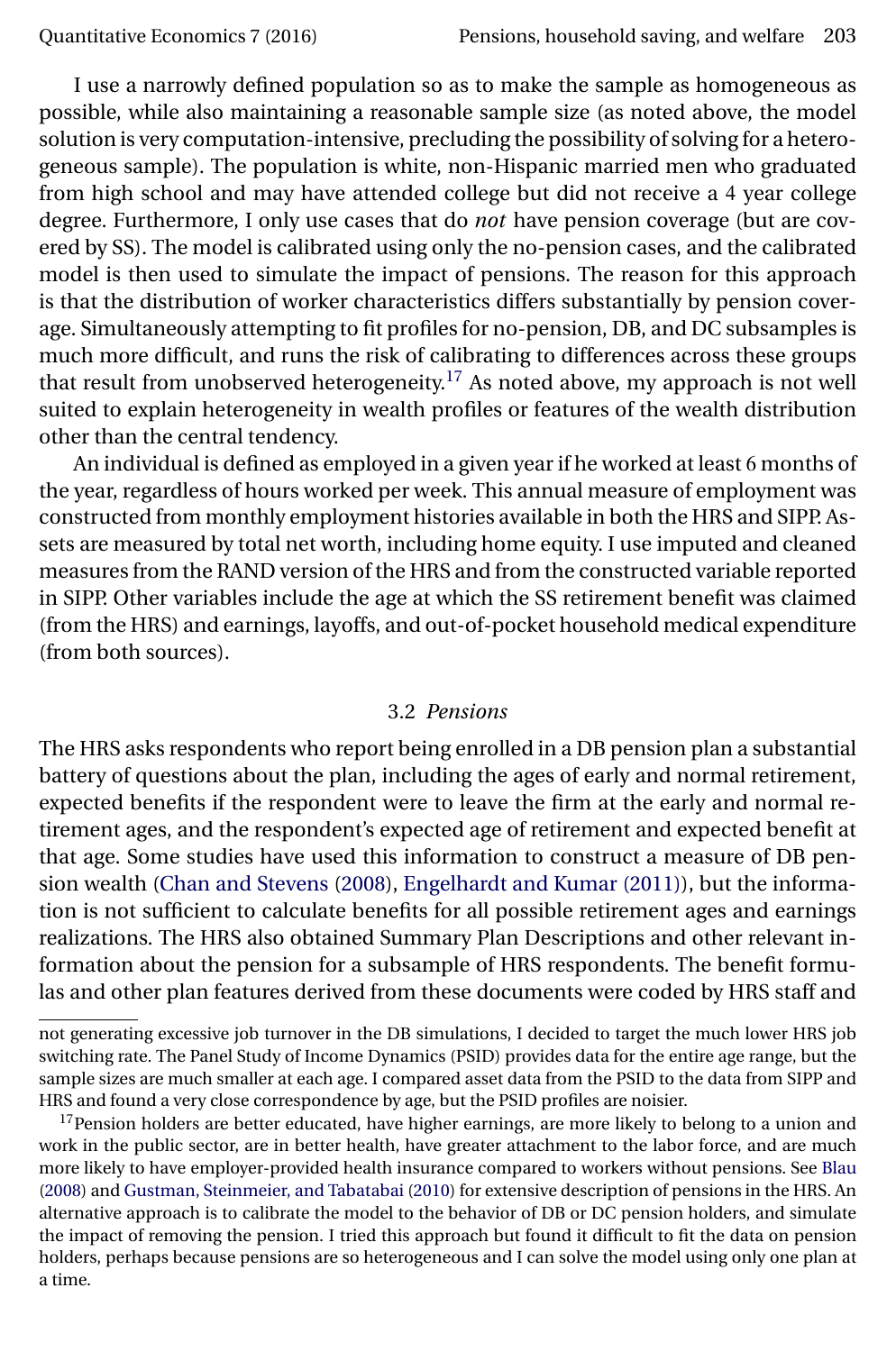I use a narrowly defined population so as to make the sample as homogeneous as possible, while also maintaining a reasonable sample size (as noted above, the model solution is very computation-intensive, precluding the possibility of solving for a heterogeneous sample). The population is white, non-Hispanic married men who graduated from high school and may have attended college but did not receive a 4 year college degree. Furthermore, I only use cases that do *not* have pension coverage (but are covered by SS). The model is calibrated using only the no-pension cases, and the calibrated model is then used to simulate the impact of pensions. The reason for this approach is that the distribution of worker characteristics differs substantially by pension coverage. Simultaneously attempting to fit profiles for no-pension, DB, and DC subsamples is much more difficult, and runs the risk of calibrating to differences across these groups that result from unobserved heterogeneity.[17] As noted above, my approach is not well suited to explain heterogeneity in wealth profiles or features of the wealth distribution other than the central tendency.

An individual is defined as employed in a given year if he worked at least 6 months of the year, regardless of hours worked per week. This annual measure of employment was constructed from monthly employment histories available in both the HRS and SIPP. Assets are measured by total net worth, including home equity. I use imputed and cleaned measures from the RAND version of the HRS and from the constructed variable reported in SIPP. Other variables include the age at which the SS retirement benefit was claimed (from the HRS) and earnings, layoffs, and out-of-pocket household medical expenditure (from both sources).

### 3.2 *Pensions*

The HRS asks respondents who report being enrolled in a DB pension plan a substantial battery of questions about the plan, including the ages of early and normal retirement, expected benefits if the respondent were to leave the firm at the early and normal retirement ages, and the respondent's expected age of retirement and expected benefit at that age. Some studies have used this information to construct a measure of DB pension wealth (Chan and Stevens (2008), Engelhardt and Kumar (2011)), but the information is not sufficient to calculate benefits for all possible retirement ages and earnings realizations. The HRS also obtained Summary Plan Descriptions and other relevant information about the pension for a subsample of HRS respondents. The benefit formulas and other plan features derived from these documents were coded by HRS staff and

---

not generating excessive job turnover in the DB simulations, I decided to target the much lower HRS job switching rate. The Panel Study of Income Dynamics (PSID) provides data for the entire age range, but the sample sizes are much smaller at each age. I compared asset data from the PSID to the data from SIPP and HRS and found a very close correspondence by age, but the PSID profiles are noisier.

[17] Pension holders are better educated, have higher earnings, are more likely to belong to a union and work in the public sector, are in better health, have greater attachment to the labor force, and are much more likely to have employer-provided health insurance compared to workers without pensions. See Blau (2008) and Gustman, Steinmeier, and Tabatabai (2010) for extensive description of pensions in the HRS. An alternative approach is to calibrate the model to the behavior of DB or DC pension holders, and simulate the impact of removing the pension. I tried this approach but found it difficult to fit the data on pension holders, perhaps because pensions are so heterogeneous and I can solve the model using only one plan at a time.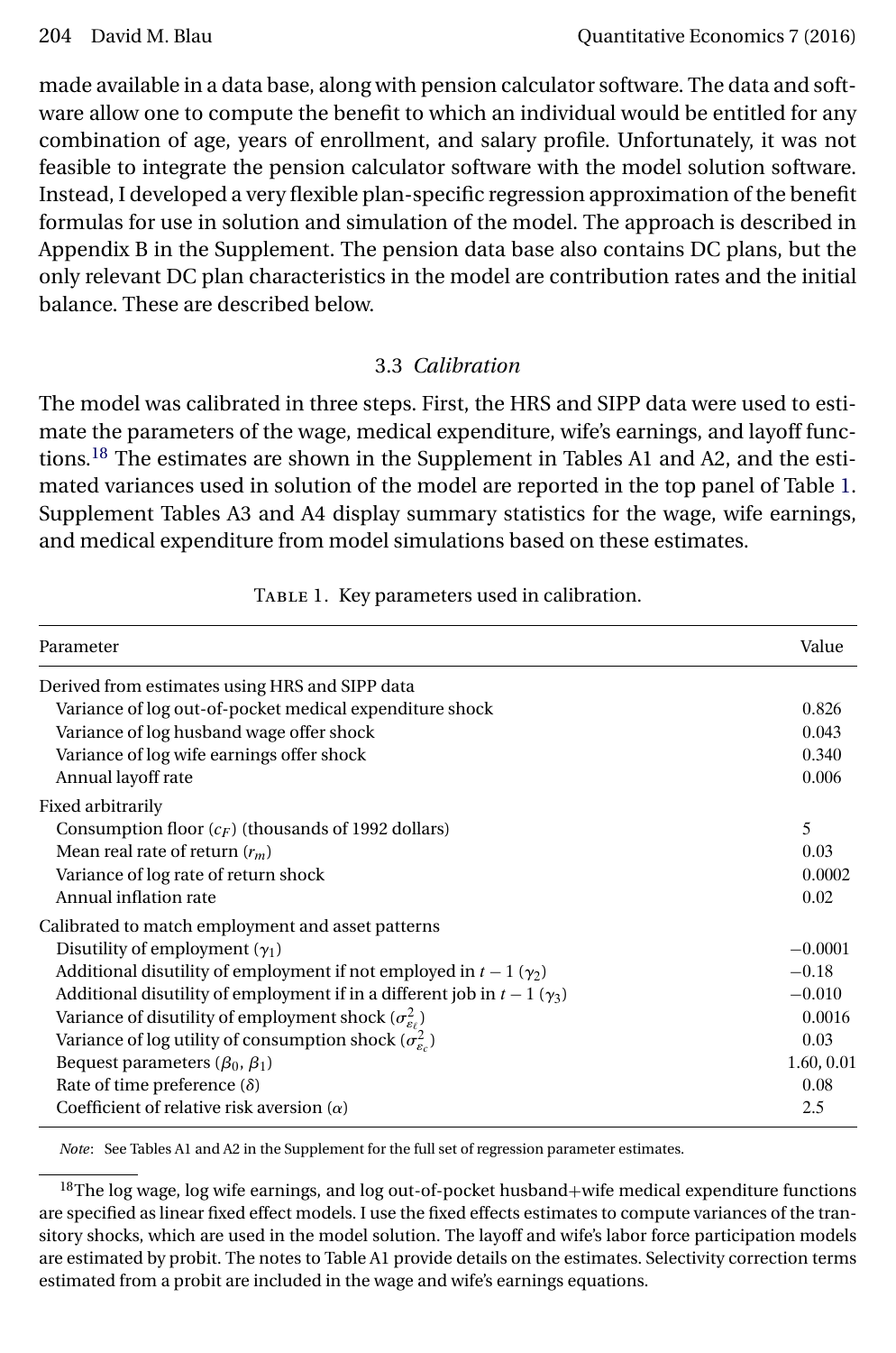made available in a data base, along with pension calculator software. The data and software allow one to compute the benefit to which an individual would be entitled for any combination of age, years of enrollment, and salary profile. Unfortunately, it was not feasible to integrate the pension calculator software with the model solution software. Instead, I developed a very flexible plan-specific regression approximation of the benefit formulas for use in solution and simulation of the model. The approach is described in Appendix B in the Supplement. The pension data base also contains DC plans, but the only relevant DC plan characteristics in the model are contribution rates and the initial balance. These are described below.

### 3.3 *Calibration*

The model was calibrated in three steps. First, the HRS and SIPP data were used to estimate the parameters of the wage, medical expenditure, wife's earnings, and layoff functions.[18] The estimates are shown in the Supplement in Tables A1 and A2, and the estimated variances used in solution of the model are reported in the top panel of Table 1. Supplement Tables A3 and A4 display summary statistics for the wage, wife earnings, and medical expenditure from model simulations based on these estimates.

Table 1. Key parameters used in calibration.

| Parameter | Value |
|---|---|
| Derived from estimates using HRS and SIPP data | |
| Variance of log out-of-pocket medical expenditure shock | 0.826 |
| Variance of log husband wage offer shock | 0.043 |
| Variance of log wife earnings offer shock | 0.340 |
| Annual layoff rate | 0.006 |
| Fixed arbitrarily | |
| Consumption floor ($c_F$) (thousands of 1992 dollars) | 5 |
| Mean real rate of return ($r_m$) | 0.03 |
| Variance of log rate of return shock | 0.0002 |
| Annual inflation rate | 0.02 |
| Calibrated to match employment and asset patterns | |
| Disutility of employment ($\gamma_1$) | −0.0001 |
| Additional disutility of employment if not employed in $t-1$ ($\gamma_2$) | −0.18 |
| Additional disutility of employment if in a different job in $t-1$ ($\gamma_3$) | −0.010 |
| Variance of disutility of employment shock ($\sigma^2_{\varepsilon_\ell}$) | 0.0016 |
| Variance of log utility of consumption shock ($\sigma^2_{\varepsilon_c}$) | 0.03 |
| Bequest parameters ($\beta_0$, $\beta_1$) | 1.60, 0.01 |
| Rate of time preference ($\delta$) | 0.08 |
| Coefficient of relative risk aversion ($\alpha$) | 2.5 |

*Note*: See Tables A1 and A2 in the Supplement for the full set of regression parameter estimates.

[18] The log wage, log wife earnings, and log out-of-pocket husband+wife medical expenditure functions are specified as linear fixed effect models. I use the fixed effects estimates to compute variances of the transitory shocks, which are used in the model solution. The layoff and wife's labor force participation models are estimated by probit. The notes to Table A1 provide details on the estimates. Selectivity correction terms estimated from a probit are included in the wage and wife's earnings equations.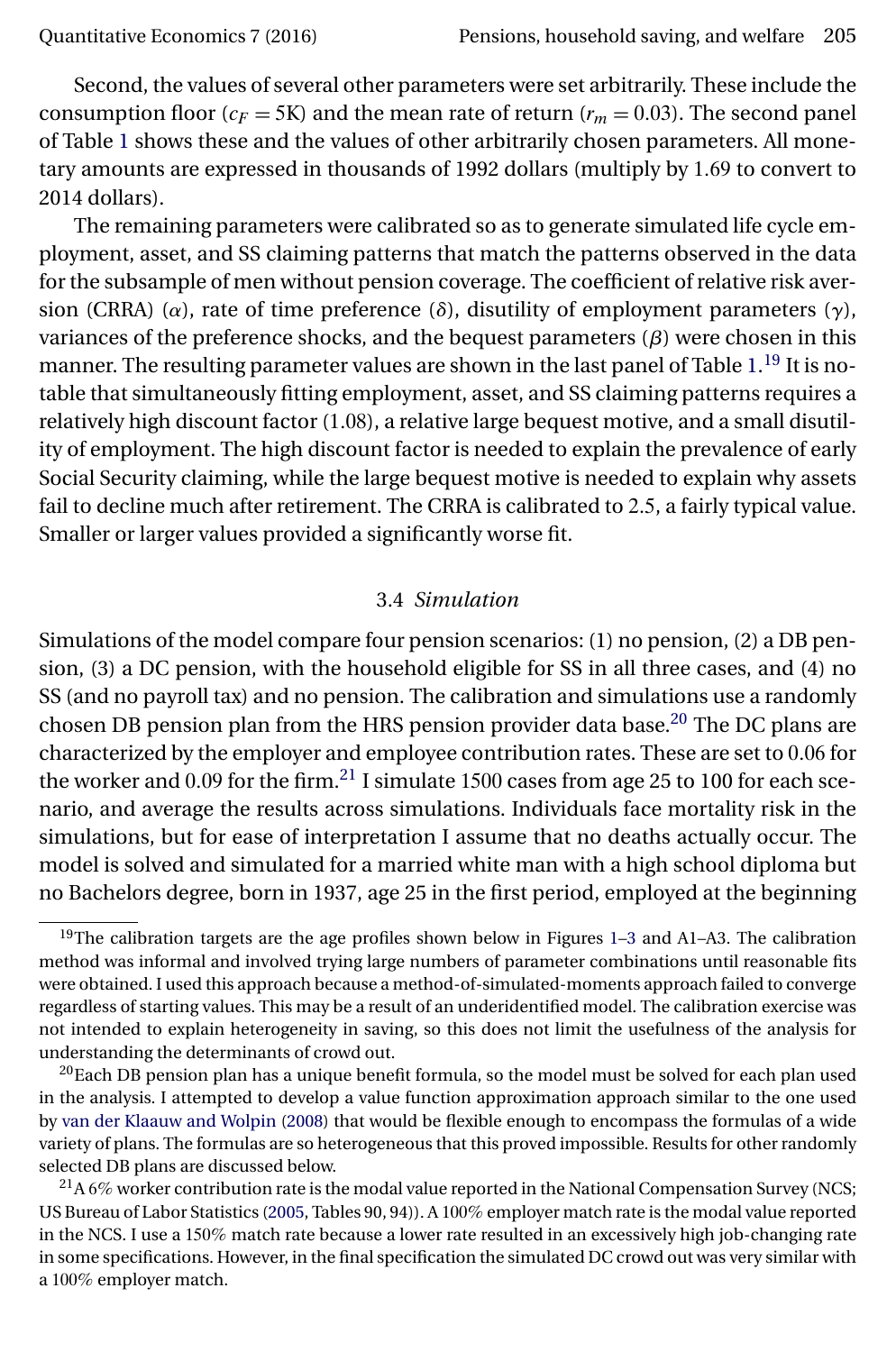Second, the values of several other parameters were set arbitrarily. These include the consumption floor ($c_F = 5\text{K}$) and the mean rate of return ($r_m = 0.03$). The second panel of Table 1 shows these and the values of other arbitrarily chosen parameters. All monetary amounts are expressed in thousands of 1992 dollars (multiply by 1.69 to convert to 2014 dollars).

The remaining parameters were calibrated so as to generate simulated life cycle employment, asset, and SS claiming patterns that match the patterns observed in the data for the subsample of men without pension coverage. The coefficient of relative risk aversion (CRRA) ($\alpha$), rate of time preference ($\delta$), disutility of employment parameters ($\gamma$), variances of the preference shocks, and the bequest parameters ($\beta$) were chosen in this manner. The resulting parameter values are shown in the last panel of Table 1.[19] It is notable that simultaneously fitting employment, asset, and SS claiming patterns requires a relatively high discount factor (1.08), a relative large bequest motive, and a small disutility of employment. The high discount factor is needed to explain the prevalence of early Social Security claiming, while the large bequest motive is needed to explain why assets fail to decline much after retirement. The CRRA is calibrated to 2.5, a fairly typical value. Smaller or larger values provided a significantly worse fit.

### 3.4 *Simulation*

Simulations of the model compare four pension scenarios: (1) no pension, (2) a DB pension, (3) a DC pension, with the household eligible for SS in all three cases, and (4) no SS (and no payroll tax) and no pension. The calibration and simulations use a randomly chosen DB pension plan from the HRS pension provider data base.[20] The DC plans are characterized by the employer and employee contribution rates. These are set to 0.06 for the worker and 0.09 for the firm.[21] I simulate 1500 cases from age 25 to 100 for each scenario, and average the results across simulations. Individuals face mortality risk in the simulations, but for ease of interpretation I assume that no deaths actually occur. The model is solved and simulated for a married white man with a high school diploma but no Bachelors degree, born in 1937, age 25 in the first period, employed at the beginning

---

[19] The calibration targets are the age profiles shown below in Figures 1–3 and A1–A3. The calibration method was informal and involved trying large numbers of parameter combinations until reasonable fits were obtained. I used this approach because a method-of-simulated-moments approach failed to converge regardless of starting values. This may be a result of an underidentified model. The calibration exercise was not intended to explain heterogeneity in saving, so this does not limit the usefulness of the analysis for understanding the determinants of crowd out.

[20] Each DB pension plan has a unique benefit formula, so the model must be solved for each plan used in the analysis. I attempted to develop a value function approximation approach similar to the one used by van der Klaauw and Wolpin (2008) that would be flexible enough to encompass the formulas of a wide variety of plans. The formulas are so heterogeneous that this proved impossible. Results for other randomly selected DB plans are discussed below.

[21] A 6% worker contribution rate is the modal value reported in the National Compensation Survey (NCS; US Bureau of Labor Statistics (2005, Tables 90, 94)). A 100% employer match rate is the modal value reported in the NCS. I use a 150% match rate because a lower rate resulted in an excessively high job-changing rate in some specifications. However, in the final specification the simulated DC crowd out was very similar with a 100% employer match.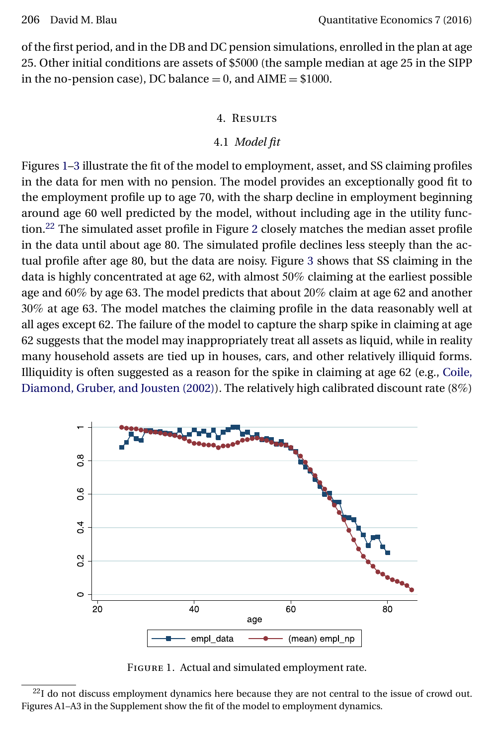of the first period, and in the DB and DC pension simulations, enrolled in the plan at age 25. Other initial conditions are assets of \$5000 (the sample median at age 25 in the SIPP in the no-pension case), DC balance = 0, and AIME = \$1000.

## 4. Results

### 4.1 *Model fit*

Figures 1–3 illustrate the fit of the model to employment, asset, and SS claiming profiles in the data for men with no pension. The model provides an exceptionally good fit to the employment profile up to age 70, with the sharp decline in employment beginning around age 60 well predicted by the model, without including age in the utility function.[22] The simulated asset profile in Figure 2 closely matches the median asset profile in the data until about age 80. The simulated profile declines less steeply than the actual profile after age 80, but the data are noisy. Figure 3 shows that SS claiming in the data is highly concentrated at age 62, with almost 50% claiming at the earliest possible age and 60% by age 63. The model predicts that about 20% claim at age 62 and another 30% at age 63. The model matches the claiming profile in the data reasonably well at all ages except 62. The failure of the model to capture the sharp spike in claiming at age 62 suggests that the model may inappropriately treat all assets as liquid, while in reality many household assets are tied up in houses, cars, and other relatively illiquid forms. Illiquidity is often suggested as a reason for the spike in claiming at age 62 (e.g., Coile, Diamond, Gruber, and Jousten (2002)). The relatively high calibrated discount rate (8%)

Figure 1. Actual and simulated employment rate.

[22] I do not discuss employment dynamics here because they are not central to the issue of crowd out. Figures A1–A3 in the Supplement show the fit of the model to employment dynamics.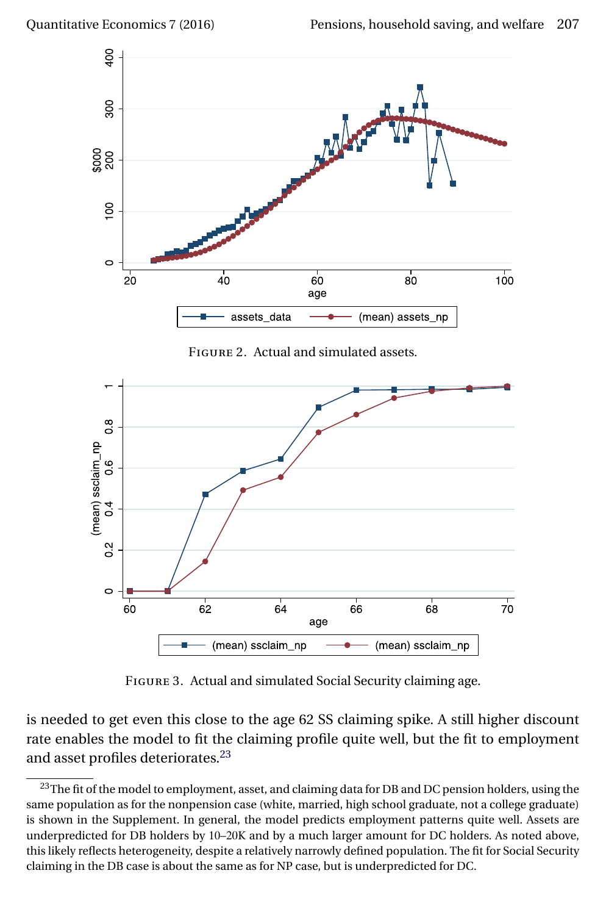FIGURE 2. Actual and simulated assets.

FIGURE 3. Actual and simulated Social Security claiming age.

is needed to get even this close to the age 62 SS claiming spike. A still higher discount rate enables the model to fit the claiming profile quite well, but the fit to employment and asset profiles deteriorates.[23]

[23] The fit of the model to employment, asset, and claiming data for DB and DC pension holders, using the same population as for the nonpension case (white, married, high school graduate, not a college graduate) is shown in the Supplement. In general, the model predicts employment patterns quite well. Assets are underpredicted for DB holders by 10–20K and by a much larger amount for DC holders. As noted above, this likely reflects heterogeneity, despite a relatively narrowly defined population. The fit for Social Security claiming in the DB case is about the same as for NP case, but is underpredicted for DC.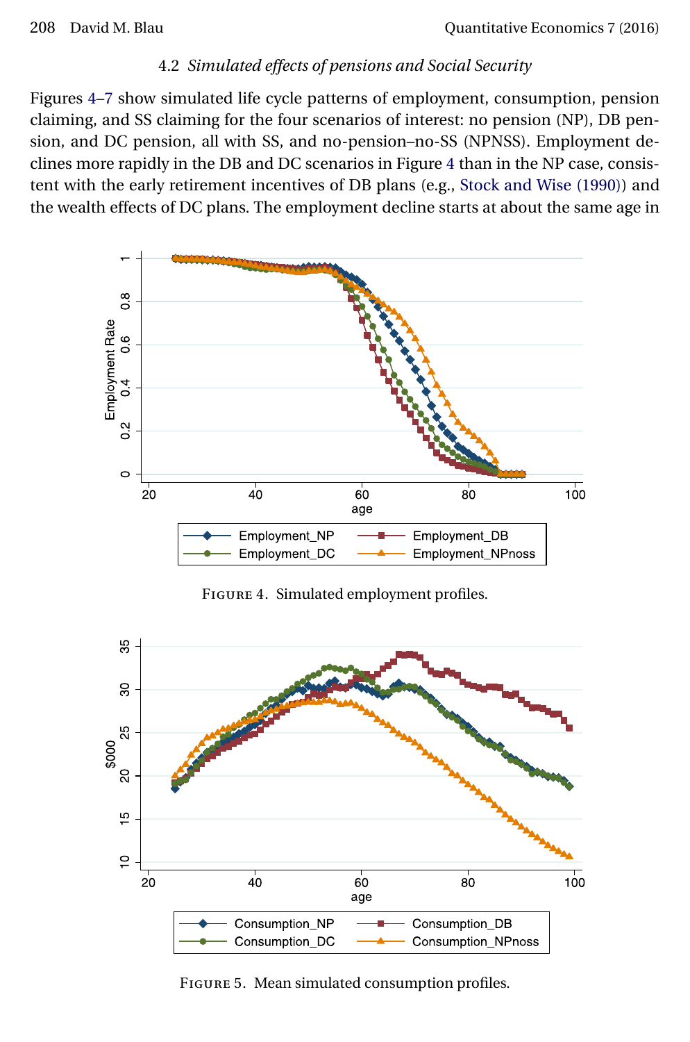### 4.2 *Simulated effects of pensions and Social Security*

Figures 4–7 show simulated life cycle patterns of employment, consumption, pension claiming, and SS claiming for the four scenarios of interest: no pension (NP), DB pension, and DC pension, all with SS, and no-pension–no-SS (NPNSS). Employment declines more rapidly in the DB and DC scenarios in Figure 4 than in the NP case, consistent with the early retirement incentives of DB plans (e.g., Stock and Wise (1990)) and the wealth effects of DC plans. The employment decline starts at about the same age in

FIGURE 4. Simulated employment profiles.

FIGURE 5. Mean simulated consumption profiles.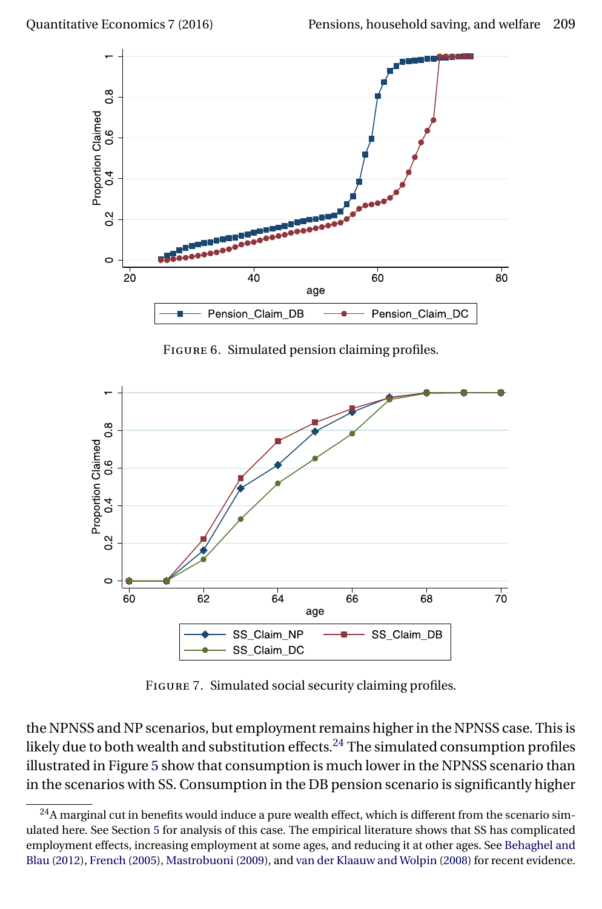FIGURE 6. Simulated pension claiming profiles.

FIGURE 7. Simulated social security claiming profiles.

the NPNSS and NP scenarios, but employment remains higher in the NPNSS case. This is likely due to both wealth and substitution effects.[24] The simulated consumption profiles illustrated in Figure 5 show that consumption is much lower in the NPNSS scenario than in the scenarios with SS. Consumption in the DB pension scenario is significantly higher

[24] A marginal cut in benefits would induce a pure wealth effect, which is different from the scenario simulated here. See Section 5 for analysis of this case. The empirical literature shows that SS has complicated employment effects, increasing employment at some ages, and reducing it at other ages. See Behaghel and Blau (2012), French (2005), Mastrobuoni (2009), and van der Klaauw and Wolpin (2008) for recent evidence.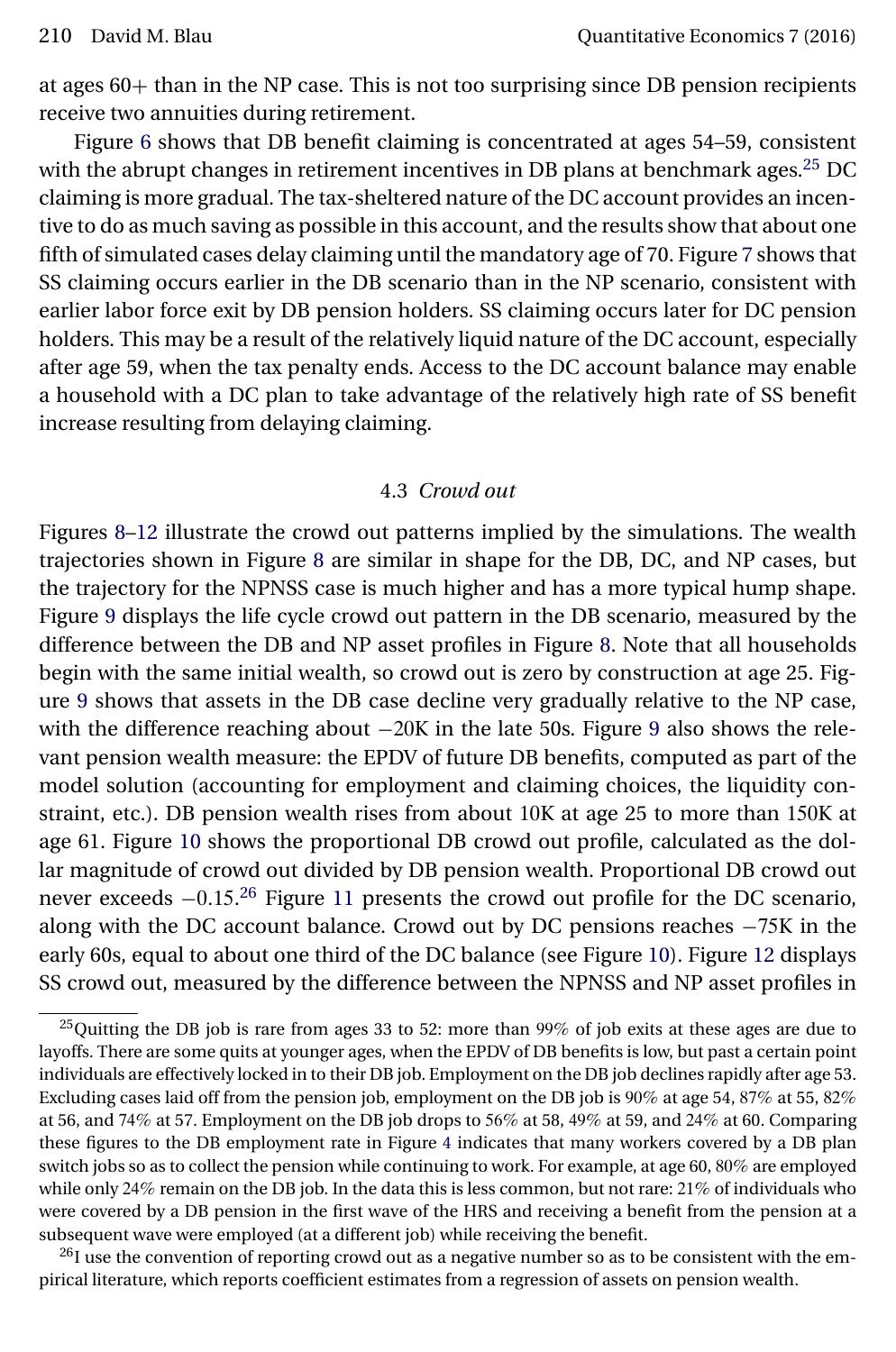at ages 60+ than in the NP case. This is not too surprising since DB pension recipients receive two annuities during retirement.

Figure 6 shows that DB benefit claiming is concentrated at ages 54–59, consistent with the abrupt changes in retirement incentives in DB plans at benchmark ages.[25] DC claiming is more gradual. The tax-sheltered nature of the DC account provides an incentive to do as much saving as possible in this account, and the results show that about one fifth of simulated cases delay claiming until the mandatory age of 70. Figure 7 shows that SS claiming occurs earlier in the DB scenario than in the NP scenario, consistent with earlier labor force exit by DB pension holders. SS claiming occurs later for DC pension holders. This may be a result of the relatively liquid nature of the DC account, especially after age 59, when the tax penalty ends. Access to the DC account balance may enable a household with a DC plan to take advantage of the relatively high rate of SS benefit increase resulting from delaying claiming.

### 4.3 *Crowd out*

Figures 8–12 illustrate the crowd out patterns implied by the simulations. The wealth trajectories shown in Figure 8 are similar in shape for the DB, DC, and NP cases, but the trajectory for the NPNSS case is much higher and has a more typical hump shape. Figure 9 displays the life cycle crowd out pattern in the DB scenario, measured by the difference between the DB and NP asset profiles in Figure 8. Note that all households begin with the same initial wealth, so crowd out is zero by construction at age 25. Figure 9 shows that assets in the DB case decline very gradually relative to the NP case, with the difference reaching about −20K in the late 50s. Figure 9 also shows the relevant pension wealth measure: the EPDV of future DB benefits, computed as part of the model solution (accounting for employment and claiming choices, the liquidity constraint, etc.). DB pension wealth rises from about 10K at age 25 to more than 150K at age 61. Figure 10 shows the proportional DB crowd out profile, calculated as the dollar magnitude of crowd out divided by DB pension wealth. Proportional DB crowd out never exceeds −0.15.[26] Figure 11 presents the crowd out profile for the DC scenario, along with the DC account balance. Crowd out by DC pensions reaches −75K in the early 60s, equal to about one third of the DC balance (see Figure 10). Figure 12 displays SS crowd out, measured by the difference between the NPNSS and NP asset profiles in

[25] Quitting the DB job is rare from ages 33 to 52: more than 99% of job exits at these ages are due to layoffs. There are some quits at younger ages, when the EPDV of DB benefits is low, but past a certain point individuals are effectively locked in to their DB job. Employment on the DB job declines rapidly after age 53. Excluding cases laid off from the pension job, employment on the DB job is 90% at age 54, 87% at 55, 82% at 56, and 74% at 57. Employment on the DB job drops to 56% at 58, 49% at 59, and 24% at 60. Comparing these figures to the DB employment rate in Figure 4 indicates that many workers covered by a DB plan switch jobs so as to collect the pension while continuing to work. For example, at age 60, 80% are employed while only 24% remain on the DB job. In the data this is less common, but not rare: 21% of individuals who were covered by a DB pension in the first wave of the HRS and receiving a benefit from the pension at a subsequent wave were employed (at a different job) while receiving the benefit.

[26] I use the convention of reporting crowd out as a negative number so as to be consistent with the empirical literature, which reports coefficient estimates from a regression of assets on pension wealth.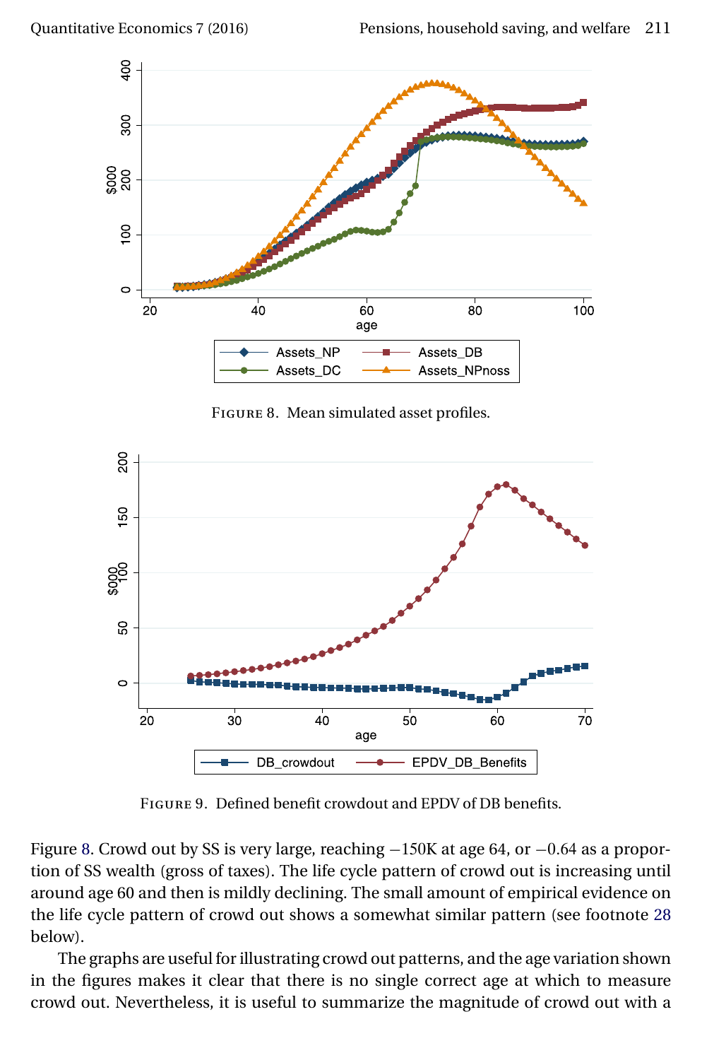FIGURE 8. Mean simulated asset profiles.

FIGURE 9. Defined benefit crowdout and EPDV of DB benefits.

Figure 8. Crowd out by SS is very large, reaching −150K at age 64, or −0.64 as a proportion of SS wealth (gross of taxes). The life cycle pattern of crowd out is increasing until around age 60 and then is mildly declining. The small amount of empirical evidence on the life cycle pattern of crowd out shows a somewhat similar pattern (see footnote 28 below).

The graphs are useful for illustrating crowd out patterns, and the age variation shown in the figures makes it clear that there is no single correct age at which to measure crowd out. Nevertheless, it is useful to summarize the magnitude of crowd out with a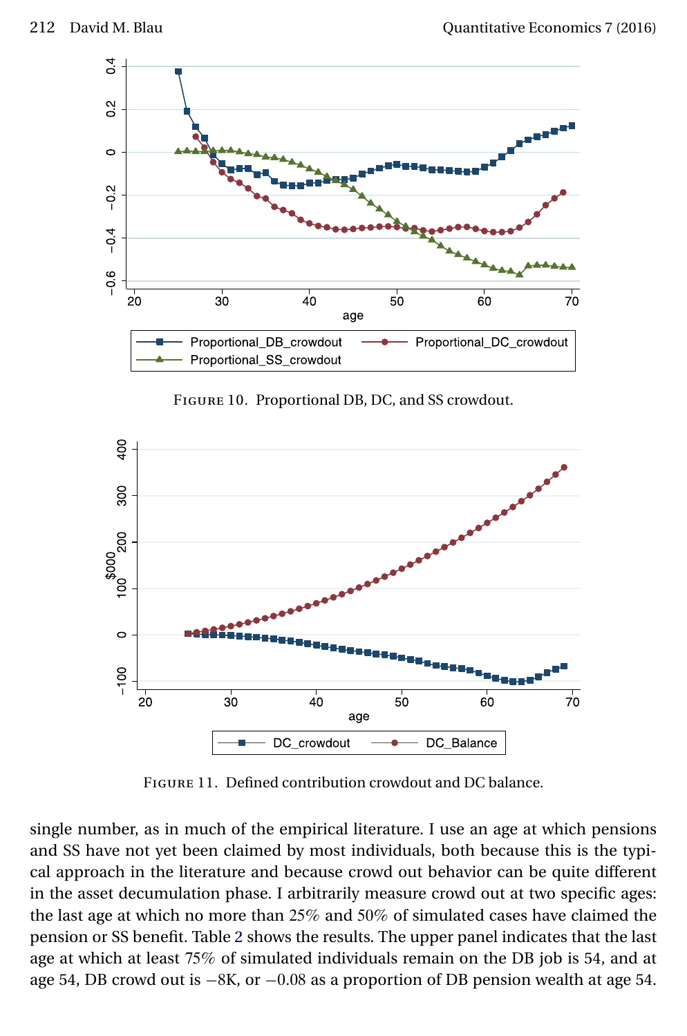FIGURE 10. Proportional DB, DC, and SS crowdout.

FIGURE 11. Defined contribution crowdout and DC balance.

single number, as in much of the empirical literature. I use an age at which pensions and SS have not yet been claimed by most individuals, both because this is the typical approach in the literature and because crowd out behavior can be quite different in the asset decumulation phase. I arbitrarily measure crowd out at two specific ages: the last age at which no more than 25% and 50% of simulated cases have claimed the pension or SS benefit. Table 2 shows the results. The upper panel indicates that the last age at which at least 75% of simulated individuals remain on the DB job is 54, and at age 54, DB crowd out is −8K, or −0.08 as a proportion of DB pension wealth at age 54.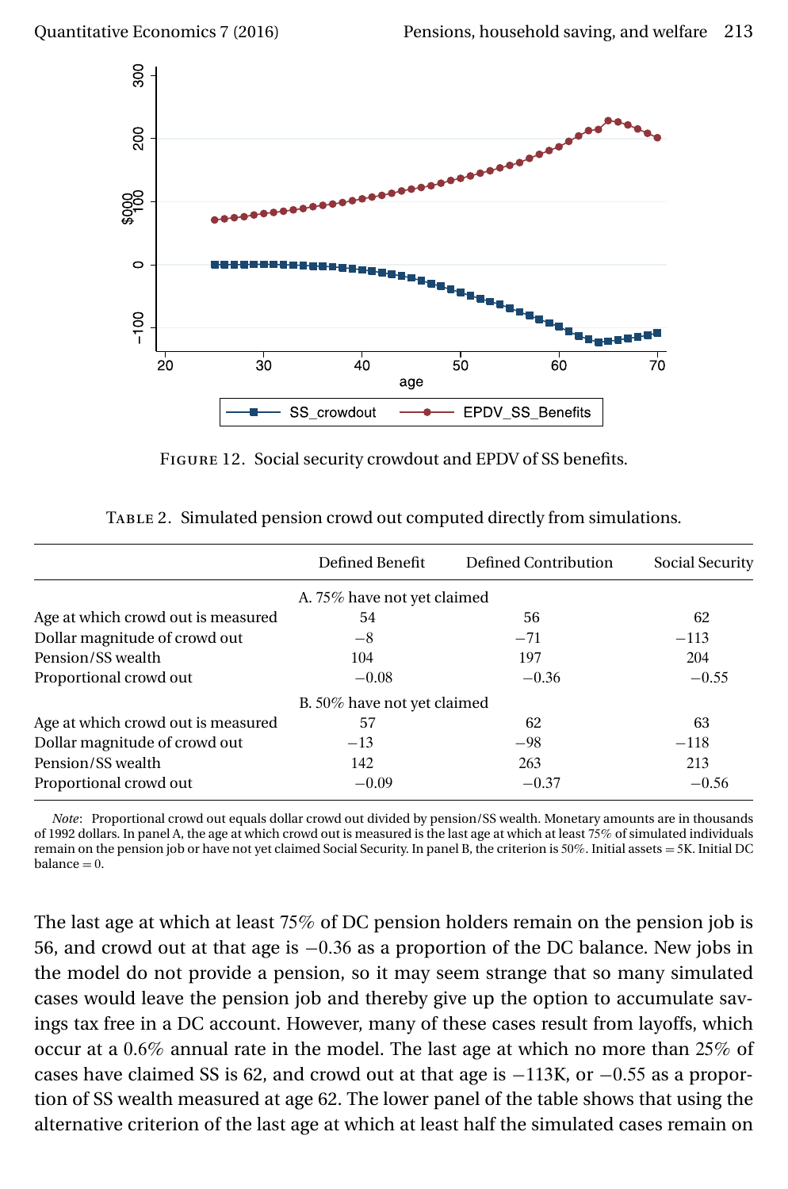Figure 12. Social security crowdout and EPDV of SS benefits.

Table 2. Simulated pension crowd out computed directly from simulations.

| | Defined Benefit | Defined Contribution | Social Security |
|---|---|---|---|
| | A. 75% have not yet claimed | | |
| Age at which crowd out is measured | 54 | 56 | 62 |
| Dollar magnitude of crowd out | −8 | −71 | −113 |
| Pension/SS wealth | 104 | 197 | 204 |
| Proportional crowd out | −0.08 | −0.36 | −0.55 |
| | B. 50% have not yet claimed | | |
| Age at which crowd out is measured | 57 | 62 | 63 |
| Dollar magnitude of crowd out | −13 | −98 | −118 |
| Pension/SS wealth | 142 | 263 | 213 |
| Proportional crowd out | −0.09 | −0.37 | −0.56 |

*Note*: Proportional crowd out equals dollar crowd out divided by pension/SS wealth. Monetary amounts are in thousands of 1992 dollars. In panel A, the age at which crowd out is measured is the last age at which at least 75% of simulated individuals remain on the pension job or have not yet claimed Social Security. In panel B, the criterion is 50%. Initial assets = 5K. Initial DC balance = 0.

The last age at which at least 75% of DC pension holders remain on the pension job is 56, and crowd out at that age is −0.36 as a proportion of the DC balance. New jobs in the model do not provide a pension, so it may seem strange that so many simulated cases would leave the pension job and thereby give up the option to accumulate savings tax free in a DC account. However, many of these cases result from layoffs, which occur at a 0.6% annual rate in the model. The last age at which no more than 25% of cases have claimed SS is 62, and crowd out at that age is −113K, or −0.55 as a proportion of SS wealth measured at age 62. The lower panel of the table shows that using the alternative criterion of the last age at which at least half the simulated cases remain on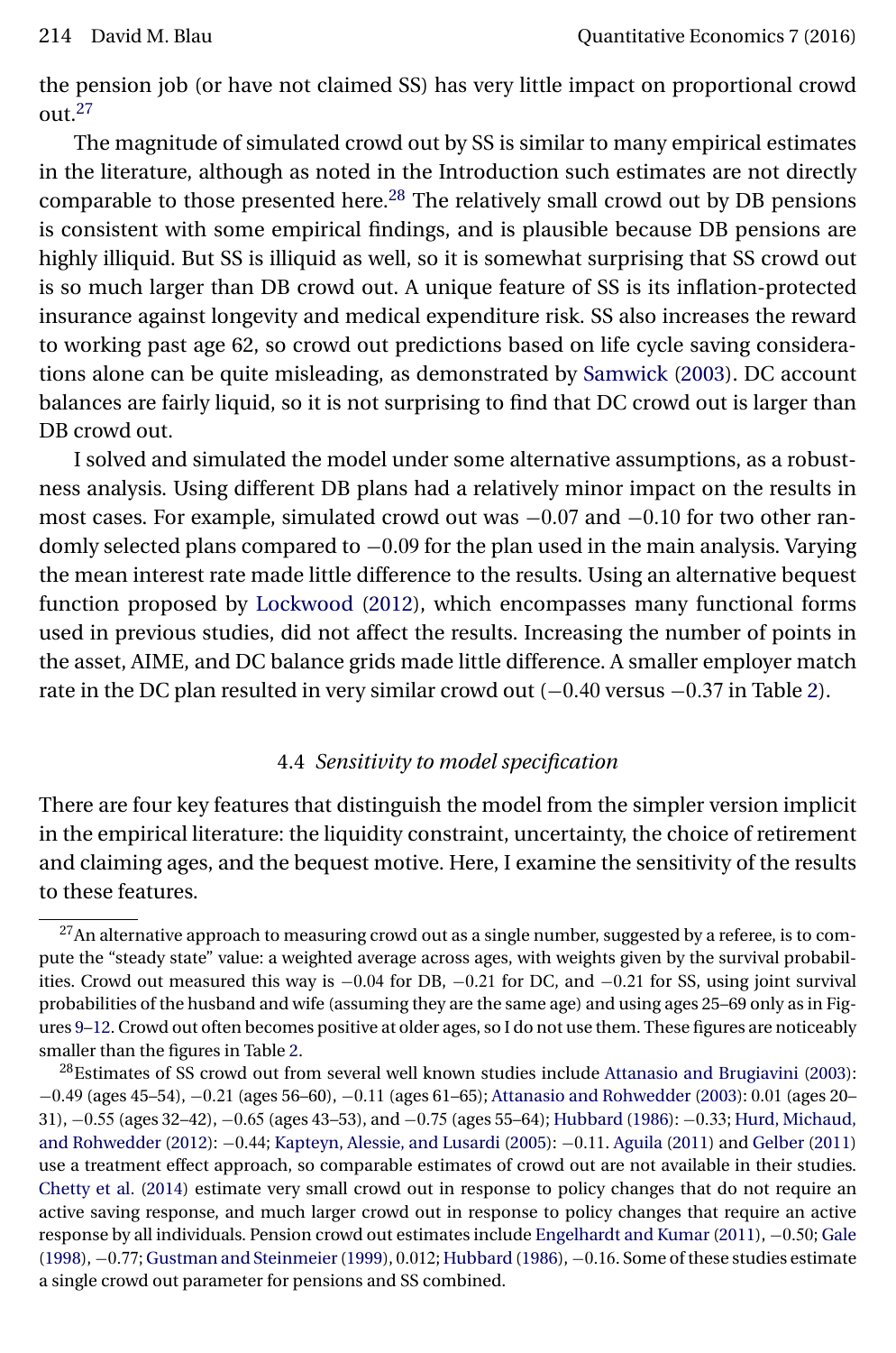the pension job (or have not claimed SS) has very little impact on proportional crowd out.[27]

The magnitude of simulated crowd out by SS is similar to many empirical estimates in the literature, although as noted in the Introduction such estimates are not directly comparable to those presented here.[28] The relatively small crowd out by DB pensions is consistent with some empirical findings, and is plausible because DB pensions are highly illiquid. But SS is illiquid as well, so it is somewhat surprising that SS crowd out is so much larger than DB crowd out. A unique feature of SS is its inflation-protected insurance against longevity and medical expenditure risk. SS also increases the reward to working past age 62, so crowd out predictions based on life cycle saving considerations alone can be quite misleading, as demonstrated by Samwick (2003). DC account balances are fairly liquid, so it is not surprising to find that DC crowd out is larger than DB crowd out.

I solved and simulated the model under some alternative assumptions, as a robustness analysis. Using different DB plans had a relatively minor impact on the results in most cases. For example, simulated crowd out was −0.07 and −0.10 for two other randomly selected plans compared to −0.09 for the plan used in the main analysis. Varying the mean interest rate made little difference to the results. Using an alternative bequest function proposed by Lockwood (2012), which encompasses many functional forms used in previous studies, did not affect the results. Increasing the number of points in the asset, AIME, and DC balance grids made little difference. A smaller employer match rate in the DC plan resulted in very similar crowd out (−0.40 versus −0.37 in Table 2).

### 4.4 *Sensitivity to model specification*

There are four key features that distinguish the model from the simpler version implicit in the empirical literature: the liquidity constraint, uncertainty, the choice of retirement and claiming ages, and the bequest motive. Here, I examine the sensitivity of the results to these features.

---

[27] An alternative approach to measuring crowd out as a single number, suggested by a referee, is to compute the "steady state" value: a weighted average across ages, with weights given by the survival probabilities. Crowd out measured this way is −0.04 for DB, −0.21 for DC, and −0.21 for SS, using joint survival probabilities of the husband and wife (assuming they are the same age) and using ages 25–69 only as in Figures 9–12. Crowd out often becomes positive at older ages, so I do not use them. These figures are noticeably smaller than the figures in Table 2.

[28] Estimates of SS crowd out from several well known studies include Attanasio and Brugiavini (2003): −0.49 (ages 45–54), −0.21 (ages 56–60), −0.11 (ages 61–65); Attanasio and Rohwedder (2003): 0.01 (ages 20–31), −0.55 (ages 32–42), −0.65 (ages 43–53), and −0.75 (ages 55–64); Hubbard (1986): −0.33; Hurd, Michaud, and Rohwedder (2012): −0.44; Kapteyn, Alessie, and Lusardi (2005): −0.11. Aguila (2011) and Gelber (2011) use a treatment effect approach, so comparable estimates of crowd out are not available in their studies. Chetty et al. (2014) estimate very small crowd out in response to policy changes that do not require an active saving response, and much larger crowd out in response to policy changes that require an active response by all individuals. Pension crowd out estimates include Engelhardt and Kumar (2011), −0.50; Gale (1998), −0.77; Gustman and Steinmeier (1999), 0.012; Hubbard (1986), −0.16. Some of these studies estimate a single crowd out parameter for pensions and SS combined.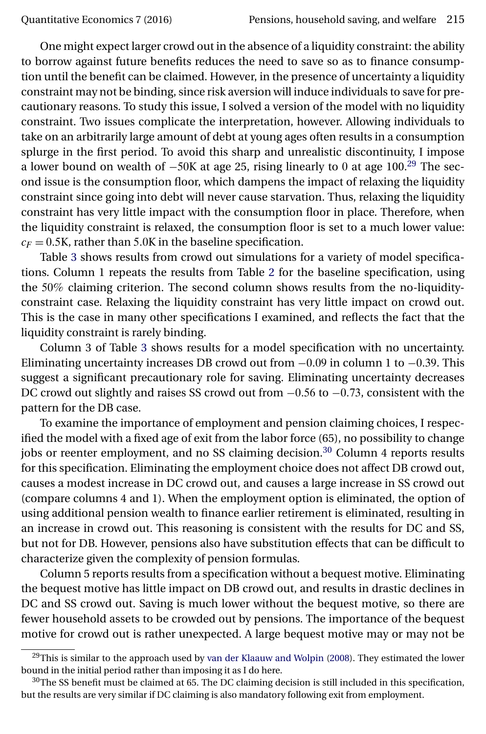One might expect larger crowd out in the absence of a liquidity constraint: the ability to borrow against future benefits reduces the need to save so as to finance consumption until the benefit can be claimed. However, in the presence of uncertainty a liquidity constraint may not be binding, since risk aversion will induce individuals to save for precautionary reasons. To study this issue, I solved a version of the model with no liquidity constraint. Two issues complicate the interpretation, however. Allowing individuals to take on an arbitrarily large amount of debt at young ages often results in a consumption splurge in the first period. To avoid this sharp and unrealistic discontinuity, I impose a lower bound on wealth of $-50$K at age 25, rising linearly to 0 at age 100.[29] The second issue is the consumption floor, which dampens the impact of relaxing the liquidity constraint since going into debt will never cause starvation. Thus, relaxing the liquidity constraint has very little impact with the consumption floor in place. Therefore, when the liquidity constraint is relaxed, the consumption floor is set to a much lower value: $c_F = 0.5$K, rather than 5.0K in the baseline specification.

Table 3 shows results from crowd out simulations for a variety of model specifications. Column 1 repeats the results from Table 2 for the baseline specification, using the 50% claiming criterion. The second column shows results from the no-liquidity-constraint case. Relaxing the liquidity constraint has very little impact on crowd out. This is the case in many other specifications I examined, and reflects the fact that the liquidity constraint is rarely binding.

Column 3 of Table 3 shows results for a model specification with no uncertainty. Eliminating uncertainty increases DB crowd out from $-0.09$ in column 1 to $-0.39$. This suggest a significant precautionary role for saving. Eliminating uncertainty decreases DC crowd out slightly and raises SS crowd out from $-0.56$ to $-0.73$, consistent with the pattern for the DB case.

To examine the importance of employment and pension claiming choices, I respecified the model with a fixed age of exit from the labor force (65), no possibility to change jobs or reenter employment, and no SS claiming decision.[30] Column 4 reports results for this specification. Eliminating the employment choice does not affect DB crowd out, causes a modest increase in DC crowd out, and causes a large increase in SS crowd out (compare columns 4 and 1). When the employment option is eliminated, the option of using additional pension wealth to finance earlier retirement is eliminated, resulting in an increase in crowd out. This reasoning is consistent with the results for DC and SS, but not for DB. However, pensions also have substitution effects that can be difficult to characterize given the complexity of pension formulas.

Column 5 reports results from a specification without a bequest motive. Eliminating the bequest motive has little impact on DB crowd out, and results in drastic declines in DC and SS crowd out. Saving is much lower without the bequest motive, so there are fewer household assets to be crowded out by pensions. The importance of the bequest motive for crowd out is rather unexpected. A large bequest motive may or may not be

[29]This is similar to the approach used by van der Klaauw and Wolpin (2008). They estimated the lower bound in the initial period rather than imposing it as I do here.

[30]The SS benefit must be claimed at 65. The DC claiming decision is still included in this specification, but the results are very similar if DC claiming is also mandatory following exit from employment.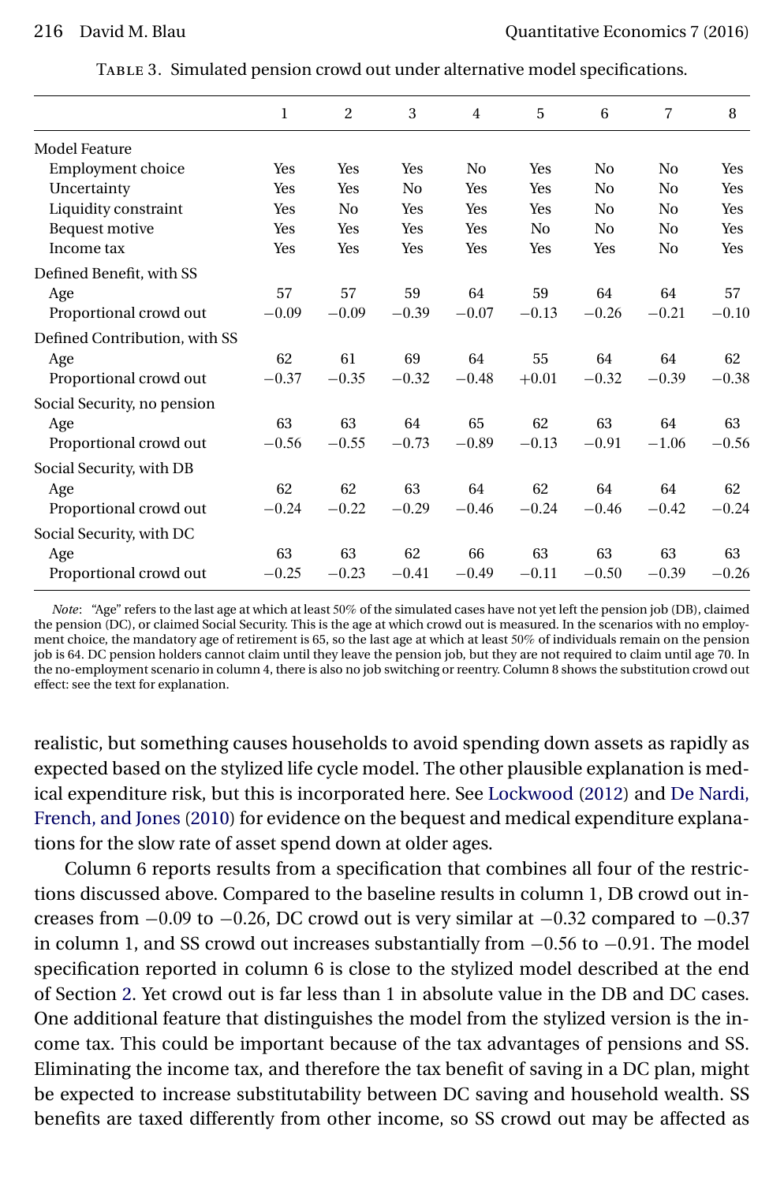TABLE 3. Simulated pension crowd out under alternative model specifications.

| | 1 | 2 | 3 | 4 | 5 | 6 | 7 | 8 |
|---|---|---|---|---|---|---|---|---|
| **Model Feature** | | | | | | | | |
| Employment choice | Yes | Yes | Yes | No | Yes | No | No | Yes |
| Uncertainty | Yes | Yes | No | Yes | Yes | No | No | Yes |
| Liquidity constraint | Yes | No | Yes | Yes | Yes | No | No | Yes |
| Bequest motive | Yes | Yes | Yes | Yes | No | No | No | Yes |
| Income tax | Yes | Yes | Yes | Yes | Yes | Yes | No | Yes |
| **Defined Benefit, with SS** | | | | | | | | |
| Age | 57 | 57 | 59 | 64 | 59 | 64 | 64 | 57 |
| Proportional crowd out | −0.09 | −0.09 | −0.39 | −0.07 | −0.13 | −0.26 | −0.21 | −0.10 |
| **Defined Contribution, with SS** | | | | | | | | |
| Age | 62 | 61 | 69 | 64 | 55 | 64 | 64 | 62 |
| Proportional crowd out | −0.37 | −0.35 | −0.32 | −0.48 | +0.01 | −0.32 | −0.39 | −0.38 |
| **Social Security, no pension** | | | | | | | | |
| Age | 63 | 63 | 64 | 65 | 62 | 63 | 64 | 63 |
| Proportional crowd out | −0.56 | −0.55 | −0.73 | −0.89 | −0.13 | −0.91 | −1.06 | −0.56 |
| **Social Security, with DB** | | | | | | | | |
| Age | 62 | 62 | 63 | 64 | 62 | 64 | 64 | 62 |
| Proportional crowd out | −0.24 | −0.22 | −0.29 | −0.46 | −0.24 | −0.46 | −0.42 | −0.24 |
| **Social Security, with DC** | | | | | | | | |
| Age | 63 | 63 | 62 | 66 | 63 | 63 | 63 | 63 |
| Proportional crowd out | −0.25 | −0.23 | −0.41 | −0.49 | −0.11 | −0.50 | −0.39 | −0.26 |

*Note*: "Age" refers to the last age at which at least 50% of the simulated cases have not yet left the pension job (DB), claimed the pension (DC), or claimed Social Security. This is the age at which crowd out is measured. In the scenarios with no employment choice, the mandatory age of retirement is 65, so the last age at which at least 50% of individuals remain on the pension job is 64. DC pension holders cannot claim until they leave the pension job, but they are not required to claim until age 70. In the no-employment scenario in column 4, there is also no job switching or reentry. Column 8 shows the substitution crowd out effect: see the text for explanation.

realistic, but something causes households to avoid spending down assets as rapidly as expected based on the stylized life cycle model. The other plausible explanation is medical expenditure risk, but this is incorporated here. See Lockwood (2012) and De Nardi, French, and Jones (2010) for evidence on the bequest and medical expenditure explanations for the slow rate of asset spend down at older ages.

Column 6 reports results from a specification that combines all four of the restrictions discussed above. Compared to the baseline results in column 1, DB crowd out increases from −0.09 to −0.26, DC crowd out is very similar at −0.32 compared to −0.37 in column 1, and SS crowd out increases substantially from −0.56 to −0.91. The model specification reported in column 6 is close to the stylized model described at the end of Section 2. Yet crowd out is far less than 1 in absolute value in the DB and DC cases. One additional feature that distinguishes the model from the stylized version is the income tax. This could be important because of the tax advantages of pensions and SS. Eliminating the income tax, and therefore the tax benefit of saving in a DC plan, might be expected to increase substitutability between DC saving and household wealth. SS benefits are taxed differently from other income, so SS crowd out may be affected as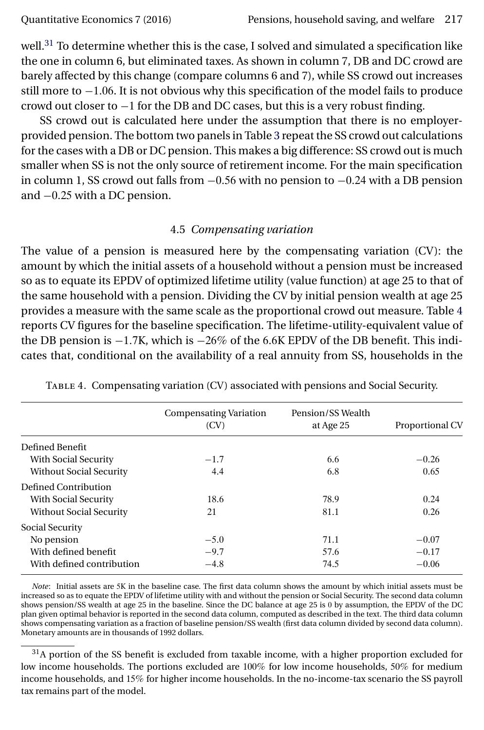well.[31] To determine whether this is the case, I solved and simulated a specification like the one in column 6, but eliminated taxes. As shown in column 7, DB and DC crowd are barely affected by this change (compare columns 6 and 7), while SS crowd out increases still more to −1.06. It is not obvious why this specification of the model fails to produce crowd out closer to −1 for the DB and DC cases, but this is a very robust finding.

SS crowd out is calculated here under the assumption that there is no employer-provided pension. The bottom two panels in Table 3 repeat the SS crowd out calculations for the cases with a DB or DC pension. This makes a big difference: SS crowd out is much smaller when SS is not the only source of retirement income. For the main specification in column 1, SS crowd out falls from −0.56 with no pension to −0.24 with a DB pension and −0.25 with a DC pension.

### 4.5 *Compensating variation*

The value of a pension is measured here by the compensating variation (CV): the amount by which the initial assets of a household without a pension must be increased so as to equate its EPDV of optimized lifetime utility (value function) at age 25 to that of the same household with a pension. Dividing the CV by initial pension wealth at age 25 provides a measure with the same scale as the proportional crowd out measure. Table 4 reports CV figures for the baseline specification. The lifetime-utility-equivalent value of the DB pension is −1.7K, which is −26% of the 6.6K EPDV of the DB benefit. This indicates that, conditional on the availability of a real annuity from SS, households in the

Table 4. Compensating variation (CV) associated with pensions and Social Security.

| | Compensating Variation (CV) | Pension/SS Wealth at Age 25 | Proportional CV |
|---|---|---|---|
| Defined Benefit | | | |
| With Social Security | −1.7 | 6.6 | −0.26 |
| Without Social Security | 4.4 | 6.8 | 0.65 |
| Defined Contribution | | | |
| With Social Security | 18.6 | 78.9 | 0.24 |
| Without Social Security | 21 | 81.1 | 0.26 |
| Social Security | | | |
| No pension | −5.0 | 71.1 | −0.07 |
| With defined benefit | −9.7 | 57.6 | −0.17 |
| With defined contribution | −4.8 | 74.5 | −0.06 |

*Note*: Initial assets are 5K in the baseline case. The first data column shows the amount by which initial assets must be increased so as to equate the EPDV of lifetime utility with and without the pension or Social Security. The second data column shows pension/SS wealth at age 25 in the baseline. Since the DC balance at age 25 is 0 by assumption, the EPDV of the DC plan given optimal behavior is reported in the second data column, computed as described in the text. The third data column shows compensating variation as a fraction of baseline pension/SS wealth (first data column divided by second data column). Monetary amounts are in thousands of 1992 dollars.

[31] A portion of the SS benefit is excluded from taxable income, with a higher proportion excluded for low income households. The portions excluded are 100% for low income households, 50% for medium income households, and 15% for higher income households. In the no-income-tax scenario the SS payroll tax remains part of the model.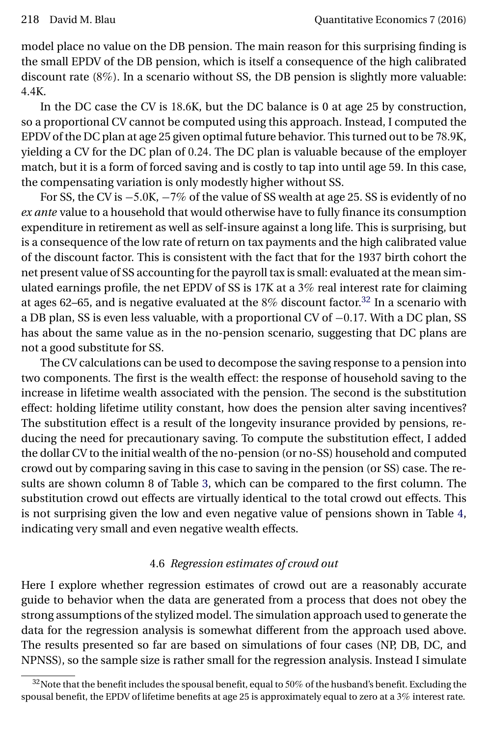model place no value on the DB pension. The main reason for this surprising finding is the small EPDV of the DB pension, which is itself a consequence of the high calibrated discount rate (8%). In a scenario without SS, the DB pension is slightly more valuable: 4.4K.

In the DC case the CV is 18.6K, but the DC balance is 0 at age 25 by construction, so a proportional CV cannot be computed using this approach. Instead, I computed the EPDV of the DC plan at age 25 given optimal future behavior. This turned out to be 78.9K, yielding a CV for the DC plan of 0.24. The DC plan is valuable because of the employer match, but it is a form of forced saving and is costly to tap into until age 59. In this case, the compensating variation is only modestly higher without SS.

For SS, the CV is −5.0K, −7% of the value of SS wealth at age 25. SS is evidently of no *ex ante* value to a household that would otherwise have to fully finance its consumption expenditure in retirement as well as self-insure against a long life. This is surprising, but is a consequence of the low rate of return on tax payments and the high calibrated value of the discount factor. This is consistent with the fact that for the 1937 birth cohort the net present value of SS accounting for the payroll tax is small: evaluated at the mean simulated earnings profile, the net EPDV of SS is 17K at a 3% real interest rate for claiming at ages 62–65, and is negative evaluated at the 8% discount factor.[32] In a scenario with a DB plan, SS is even less valuable, with a proportional CV of −0.17. With a DC plan, SS has about the same value as in the no-pension scenario, suggesting that DC plans are not a good substitute for SS.

The CV calculations can be used to decompose the saving response to a pension into two components. The first is the wealth effect: the response of household saving to the increase in lifetime wealth associated with the pension. The second is the substitution effect: holding lifetime utility constant, how does the pension alter saving incentives? The substitution effect is a result of the longevity insurance provided by pensions, reducing the need for precautionary saving. To compute the substitution effect, I added the dollar CV to the initial wealth of the no-pension (or no-SS) household and computed crowd out by comparing saving in this case to saving in the pension (or SS) case. The results are shown column 8 of Table 3, which can be compared to the first column. The substitution crowd out effects are virtually identical to the total crowd out effects. This is not surprising given the low and even negative value of pensions shown in Table 4, indicating very small and even negative wealth effects.

### 4.6 *Regression estimates of crowd out*

Here I explore whether regression estimates of crowd out are a reasonably accurate guide to behavior when the data are generated from a process that does not obey the strong assumptions of the stylized model. The simulation approach used to generate the data for the regression analysis is somewhat different from the approach used above. The results presented so far are based on simulations of four cases (NP, DB, DC, and NPNSS), so the sample size is rather small for the regression analysis. Instead I simulate

[32] Note that the benefit includes the spousal benefit, equal to 50% of the husband's benefit. Excluding the spousal benefit, the EPDV of lifetime benefits at age 25 is approximately equal to zero at a 3% interest rate.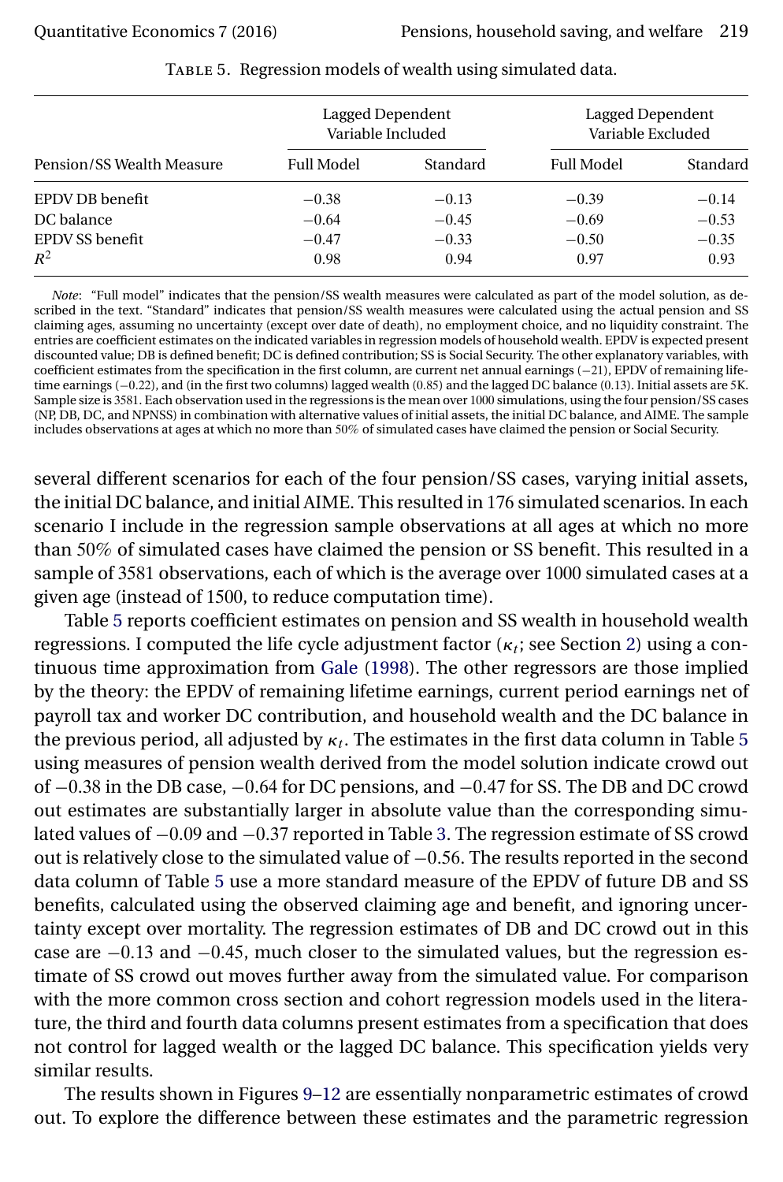Table 5. Regression models of wealth using simulated data.

| Pension/SS Wealth Measure | Lagged Dependent Variable Included | | Lagged Dependent Variable Excluded | |
|---|---|---|---|---|
| | Full Model | Standard | Full Model | Standard |
| EPDV DB benefit | −0.38 | −0.13 | −0.39 | −0.14 |
| DC balance | −0.64 | −0.45 | −0.69 | −0.53 |
| EPDV SS benefit | −0.47 | −0.33 | −0.50 | −0.35 |
| $R^2$ | 0.98 | 0.94 | 0.97 | 0.93 |

*Note*: "Full model" indicates that the pension/SS wealth measures were calculated as part of the model solution, as described in the text. "Standard" indicates that pension/SS wealth measures were calculated using the actual pension and SS claiming ages, assuming no uncertainty (except over date of death), no employment choice, and no liquidity constraint. The entries are coefficient estimates on the indicated variables in regression models of household wealth. EPDV is expected present discounted value; DB is defined benefit; DC is defined contribution; SS is Social Security. The other explanatory variables, with coefficient estimates from the specification in the first column, are current net annual earnings (−21), EPDV of remaining lifetime earnings (−0.22), and (in the first two columns) lagged wealth (0.85) and the lagged DC balance (0.13). Initial assets are 5K. Sample size is 3581. Each observation used in the regressions is the mean over 1000 simulations, using the four pension/SS cases (NP, DB, DC, and NPNSS) in combination with alternative values of initial assets, the initial DC balance, and AIME. The sample includes observations at ages at which no more than 50% of simulated cases have claimed the pension or Social Security.

several different scenarios for each of the four pension/SS cases, varying initial assets, the initial DC balance, and initial AIME. This resulted in 176 simulated scenarios. In each scenario I include in the regression sample observations at all ages at which no more than 50% of simulated cases have claimed the pension or SS benefit. This resulted in a sample of 3581 observations, each of which is the average over 1000 simulated cases at a given age (instead of 1500, to reduce computation time).

Table 5 reports coefficient estimates on pension and SS wealth in household wealth regressions. I computed the life cycle adjustment factor ($\kappa_t$; see Section 2) using a continuous time approximation from Gale (1998). The other regressors are those implied by the theory: the EPDV of remaining lifetime earnings, current period earnings net of payroll tax and worker DC contribution, and household wealth and the DC balance in the previous period, all adjusted by $\kappa_t$. The estimates in the first data column in Table 5 using measures of pension wealth derived from the model solution indicate crowd out of −0.38 in the DB case, −0.64 for DC pensions, and −0.47 for SS. The DB and DC crowd out estimates are substantially larger in absolute value than the corresponding simulated values of −0.09 and −0.37 reported in Table 3. The regression estimate of SS crowd out is relatively close to the simulated value of −0.56. The results reported in the second data column of Table 5 use a more standard measure of the EPDV of future DB and SS benefits, calculated using the observed claiming age and benefit, and ignoring uncertainty except over mortality. The regression estimates of DB and DC crowd out in this case are −0.13 and −0.45, much closer to the simulated values, but the regression estimate of SS crowd out moves further away from the simulated value. For comparison with the more common cross section and cohort regression models used in the literature, the third and fourth data columns present estimates from a specification that does not control for lagged wealth or the lagged DC balance. This specification yields very similar results.

The results shown in Figures 9–12 are essentially nonparametric estimates of crowd out. To explore the difference between these estimates and the parametric regression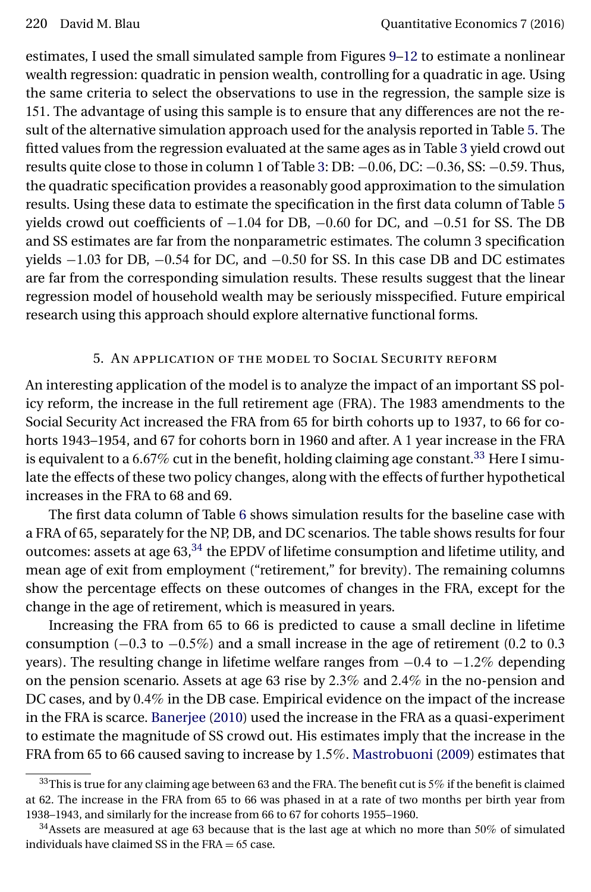estimates, I used the small simulated sample from Figures 9–12 to estimate a nonlinear wealth regression: quadratic in pension wealth, controlling for a quadratic in age. Using the same criteria to select the observations to use in the regression, the sample size is 151. The advantage of using this sample is to ensure that any differences are not the result of the alternative simulation approach used for the analysis reported in Table 5. The fitted values from the regression evaluated at the same ages as in Table 3 yield crowd out results quite close to those in column 1 of Table 3: DB: −0.06, DC: −0.36, SS: −0.59. Thus, the quadratic specification provides a reasonably good approximation to the simulation results. Using these data to estimate the specification in the first data column of Table 5 yields crowd out coefficients of −1.04 for DB, −0.60 for DC, and −0.51 for SS. The DB and SS estimates are far from the nonparametric estimates. The column 3 specification yields −1.03 for DB, −0.54 for DC, and −0.50 for SS. In this case DB and DC estimates are far from the corresponding simulation results. These results suggest that the linear regression model of household wealth may be seriously misspecified. Future empirical research using this approach should explore alternative functional forms.

## 5. An application of the model to Social Security reform

An interesting application of the model is to analyze the impact of an important SS policy reform, the increase in the full retirement age (FRA). The 1983 amendments to the Social Security Act increased the FRA from 65 for birth cohorts up to 1937, to 66 for cohorts 1943–1954, and 67 for cohorts born in 1960 and after. A 1 year increase in the FRA is equivalent to a 6.67% cut in the benefit, holding claiming age constant.[33] Here I simulate the effects of these two policy changes, along with the effects of further hypothetical increases in the FRA to 68 and 69.

The first data column of Table 6 shows simulation results for the baseline case with a FRA of 65, separately for the NP, DB, and DC scenarios. The table shows results for four outcomes: assets at age 63,[34] the EPDV of lifetime consumption and lifetime utility, and mean age of exit from employment ("retirement," for brevity). The remaining columns show the percentage effects on these outcomes of changes in the FRA, except for the change in the age of retirement, which is measured in years.

Increasing the FRA from 65 to 66 is predicted to cause a small decline in lifetime consumption (−0.3 to −0.5%) and a small increase in the age of retirement (0.2 to 0.3 years). The resulting change in lifetime welfare ranges from −0.4 to −1.2% depending on the pension scenario. Assets at age 63 rise by 2.3% and 2.4% in the no-pension and DC cases, and by 0.4% in the DB case. Empirical evidence on the impact of the increase in the FRA is scarce. Banerjee (2010) used the increase in the FRA as a quasi-experiment to estimate the magnitude of SS crowd out. His estimates imply that the increase in the FRA from 65 to 66 caused saving to increase by 1.5%. Mastrobuoni (2009) estimates that

[33] This is true for any claiming age between 63 and the FRA. The benefit cut is 5% if the benefit is claimed at 62. The increase in the FRA from 65 to 66 was phased in at a rate of two months per birth year from 1938–1943, and similarly for the increase from 66 to 67 for cohorts 1955–1960.

[34] Assets are measured at age 63 because that is the last age at which no more than 50% of simulated individuals have claimed SS in the FRA = 65 case.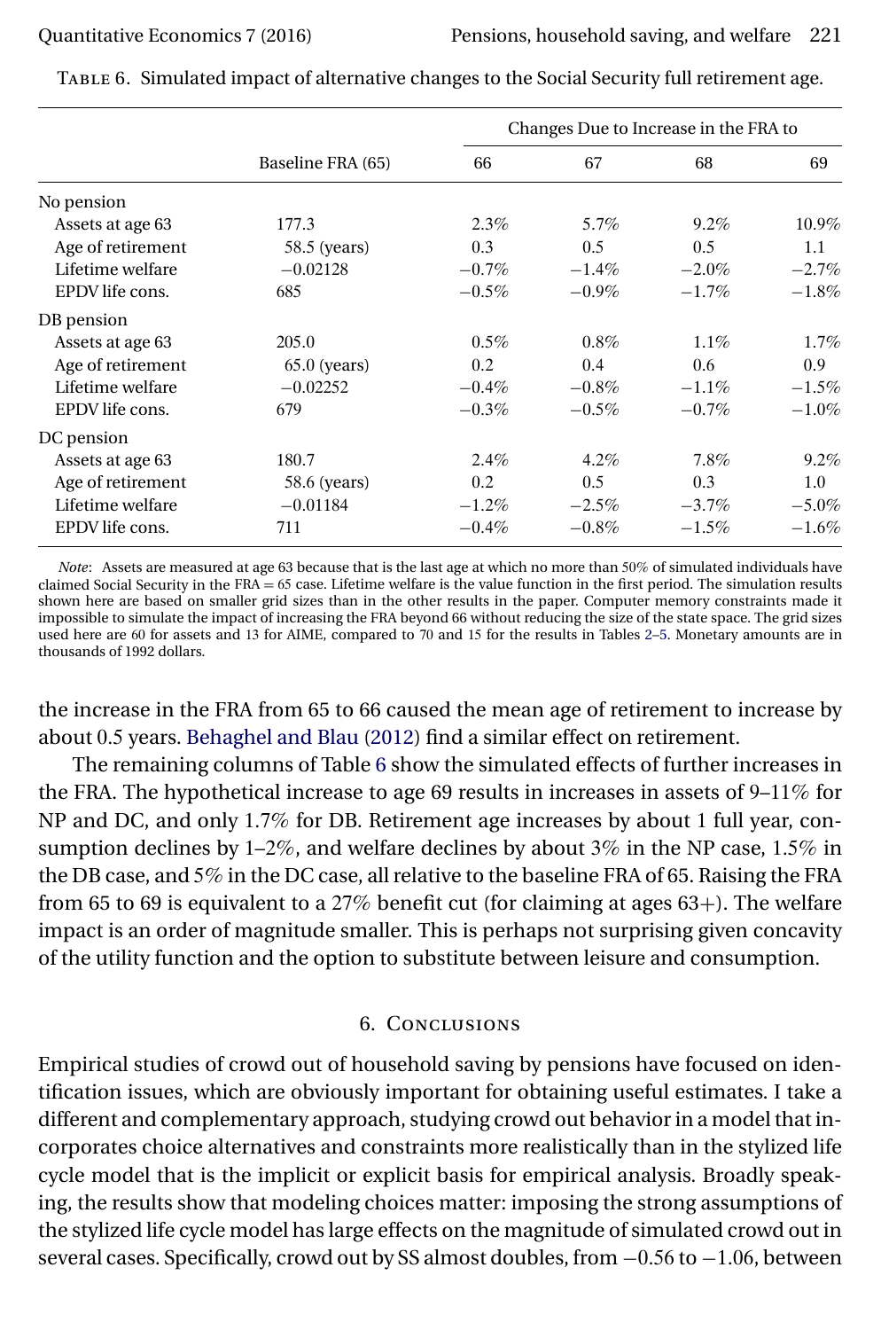Table 6. Simulated impact of alternative changes to the Social Security full retirement age.

| | Baseline FRA (65) | Changes Due to Increase in the FRA to | | | |
|---|---|---|---|---|---|
| | | 66 | 67 | 68 | 69 |
| No pension | | | | | |
| Assets at age 63 | 177.3 | 2.3% | 5.7% | 9.2% | 10.9% |
| Age of retirement | 58.5 (years) | 0.3 | 0.5 | 0.5 | 1.1 |
| Lifetime welfare | −0.02128 | −0.7% | −1.4% | −2.0% | −2.7% |
| EPDV life cons. | 685 | −0.5% | −0.9% | −1.7% | −1.8% |
| DB pension | | | | | |
| Assets at age 63 | 205.0 | 0.5% | 0.8% | 1.1% | 1.7% |
| Age of retirement | 65.0 (years) | 0.2 | 0.4 | 0.6 | 0.9 |
| Lifetime welfare | −0.02252 | −0.4% | −0.8% | −1.1% | −1.5% |
| EPDV life cons. | 679 | −0.3% | −0.5% | −0.7% | −1.0% |
| DC pension | | | | | |
| Assets at age 63 | 180.7 | 2.4% | 4.2% | 7.8% | 9.2% |
| Age of retirement | 58.6 (years) | 0.2 | 0.5 | 0.3 | 1.0 |
| Lifetime welfare | −0.01184 | −1.2% | −2.5% | −3.7% | −5.0% |
| EPDV life cons. | 711 | −0.4% | −0.8% | −1.5% | −1.6% |

*Note*: Assets are measured at age 63 because that is the last age at which no more than 50% of simulated individuals have claimed Social Security in the FRA = 65 case. Lifetime welfare is the value function in the first period. The simulation results shown here are based on smaller grid sizes than in the other results in the paper. Computer memory constraints made it impossible to simulate the impact of increasing the FRA beyond 66 without reducing the size of the state space. The grid sizes used here are 60 for assets and 13 for AIME, compared to 70 and 15 for the results in Tables 2–5. Monetary amounts are in thousands of 1992 dollars.

the increase in the FRA from 65 to 66 caused the mean age of retirement to increase by about 0.5 years. Behaghel and Blau (2012) find a similar effect on retirement.

The remaining columns of Table 6 show the simulated effects of further increases in the FRA. The hypothetical increase to age 69 results in increases in assets of 9–11% for NP and DC, and only 1.7% for DB. Retirement age increases by about 1 full year, consumption declines by 1–2%, and welfare declines by about 3% in the NP case, 1.5% in the DB case, and 5% in the DC case, all relative to the baseline FRA of 65. Raising the FRA from 65 to 69 is equivalent to a 27% benefit cut (for claiming at ages 63+). The welfare impact is an order of magnitude smaller. This is perhaps not surprising given concavity of the utility function and the option to substitute between leisure and consumption.

## 6. Conclusions

Empirical studies of crowd out of household saving by pensions have focused on identification issues, which are obviously important for obtaining useful estimates. I take a different and complementary approach, studying crowd out behavior in a model that incorporates choice alternatives and constraints more realistically than in the stylized life cycle model that is the implicit or explicit basis for empirical analysis. Broadly speaking, the results show that modeling choices matter: imposing the strong assumptions of the stylized life cycle model has large effects on the magnitude of simulated crowd out in several cases. Specifically, crowd out by SS almost doubles, from −0.56 to −1.06, between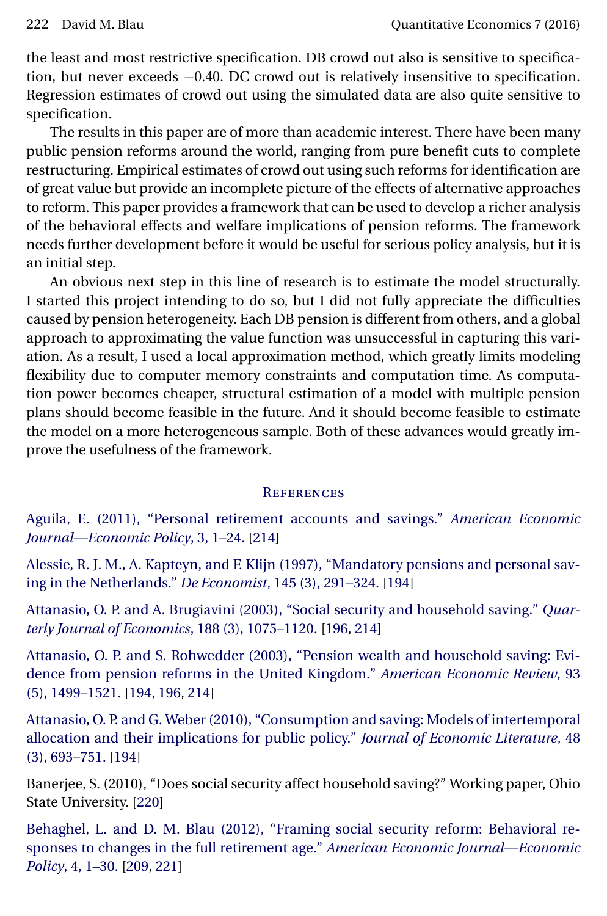the least and most restrictive specification. DB crowd out also is sensitive to specification, but never exceeds −0.40. DC crowd out is relatively insensitive to specification. Regression estimates of crowd out using the simulated data are also quite sensitive to specification.

The results in this paper are of more than academic interest. There have been many public pension reforms around the world, ranging from pure benefit cuts to complete restructuring. Empirical estimates of crowd out using such reforms for identification are of great value but provide an incomplete picture of the effects of alternative approaches to reform. This paper provides a framework that can be used to develop a richer analysis of the behavioral effects and welfare implications of pension reforms. The framework needs further development before it would be useful for serious policy analysis, but it is an initial step.

An obvious next step in this line of research is to estimate the model structurally. I started this project intending to do so, but I did not fully appreciate the difficulties caused by pension heterogeneity. Each DB pension is different from others, and a global approach to approximating the value function was unsuccessful in capturing this variation. As a result, I used a local approximation method, which greatly limits modeling flexibility due to computer memory constraints and computation time. As computation power becomes cheaper, structural estimation of a model with multiple pension plans should become feasible in the future. And it should become feasible to estimate the model on a more heterogeneous sample. Both of these advances would greatly improve the usefulness of the framework.

## References

Aguila, E. (2011), "Personal retirement accounts and savings." *American Economic Journal—Economic Policy*, 3, 1–24. [214]

Alessie, R. J. M., A. Kapteyn, and F. Klijn (1997), "Mandatory pensions and personal saving in the Netherlands." *De Economist*, 145 (3), 291–324. [194]

Attanasio, O. P. and A. Brugiavini (2003), "Social security and household saving." *Quarterly Journal of Economics*, 188 (3), 1075–1120. [196, 214]

Attanasio, O. P. and S. Rohwedder (2003), "Pension wealth and household saving: Evidence from pension reforms in the United Kingdom." *American Economic Review*, 93 (5), 1499–1521. [194, 196, 214]

Attanasio, O. P. and G. Weber (2010), "Consumption and saving: Models of intertemporal allocation and their implications for public policy." *Journal of Economic Literature*, 48 (3), 693–751. [194]

Banerjee, S. (2010), "Does social security affect household saving?" Working paper, Ohio State University. [220]

Behaghel, L. and D. M. Blau (2012), "Framing social security reform: Behavioral responses to changes in the full retirement age." *American Economic Journal—Economic Policy*, 4, 1–30. [209, 221]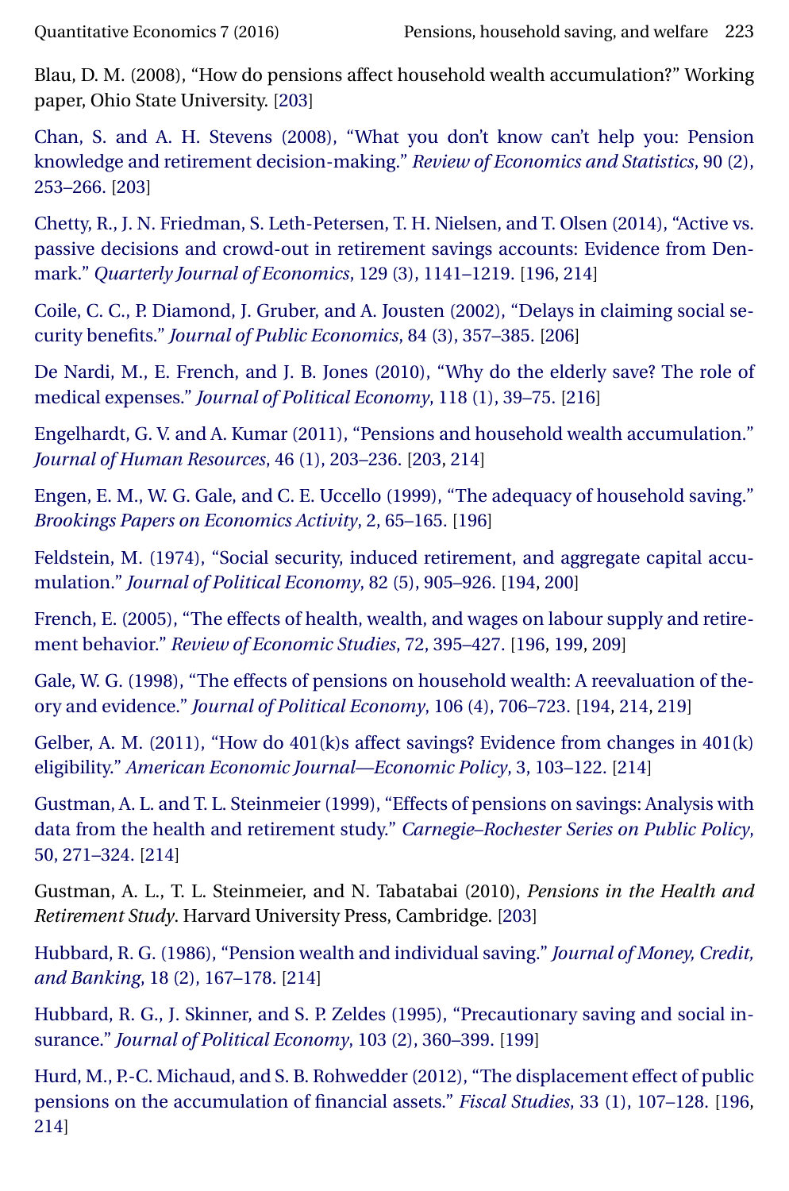Blau, D. M. (2008), "How do pensions affect household wealth accumulation?" Working paper, Ohio State University. [203]

Chan, S. and A. H. Stevens (2008), "What you don't know can't help you: Pension knowledge and retirement decision-making." *Review of Economics and Statistics*, 90 (2), 253–266. [203]

Chetty, R., J. N. Friedman, S. Leth-Petersen, T. H. Nielsen, and T. Olsen (2014), "Active vs. passive decisions and crowd-out in retirement savings accounts: Evidence from Denmark." *Quarterly Journal of Economics*, 129 (3), 1141–1219. [196, 214]

Coile, C. C., P. Diamond, J. Gruber, and A. Jousten (2002), "Delays in claiming social security benefits." *Journal of Public Economics*, 84 (3), 357–385. [206]

De Nardi, M., E. French, and J. B. Jones (2010), "Why do the elderly save? The role of medical expenses." *Journal of Political Economy*, 118 (1), 39–75. [216]

Engelhardt, G. V. and A. Kumar (2011), "Pensions and household wealth accumulation." *Journal of Human Resources*, 46 (1), 203–236. [203, 214]

Engen, E. M., W. G. Gale, and C. E. Uccello (1999), "The adequacy of household saving." *Brookings Papers on Economics Activity*, 2, 65–165. [196]

Feldstein, M. (1974), "Social security, induced retirement, and aggregate capital accumulation." *Journal of Political Economy*, 82 (5), 905–926. [194, 200]

French, E. (2005), "The effects of health, wealth, and wages on labour supply and retirement behavior." *Review of Economic Studies*, 72, 395–427. [196, 199, 209]

Gale, W. G. (1998), "The effects of pensions on household wealth: A reevaluation of theory and evidence." *Journal of Political Economy*, 106 (4), 706–723. [194, 214, 219]

Gelber, A. M. (2011), "How do 401(k)s affect savings? Evidence from changes in 401(k) eligibility." *American Economic Journal—Economic Policy*, 3, 103–122. [214]

Gustman, A. L. and T. L. Steinmeier (1999), "Effects of pensions on savings: Analysis with data from the health and retirement study." *Carnegie–Rochester Series on Public Policy*, 50, 271–324. [214]

Gustman, A. L., T. L. Steinmeier, and N. Tabatabai (2010), *Pensions in the Health and Retirement Study*. Harvard University Press, Cambridge. [203]

Hubbard, R. G. (1986), "Pension wealth and individual saving." *Journal of Money, Credit, and Banking*, 18 (2), 167–178. [214]

Hubbard, R. G., J. Skinner, and S. P. Zeldes (1995), "Precautionary saving and social insurance." *Journal of Political Economy*, 103 (2), 360–399. [199]

Hurd, M., P.-C. Michaud, and S. B. Rohwedder (2012), "The displacement effect of public pensions on the accumulation of financial assets." *Fiscal Studies*, 33 (1), 107–128. [196, 214]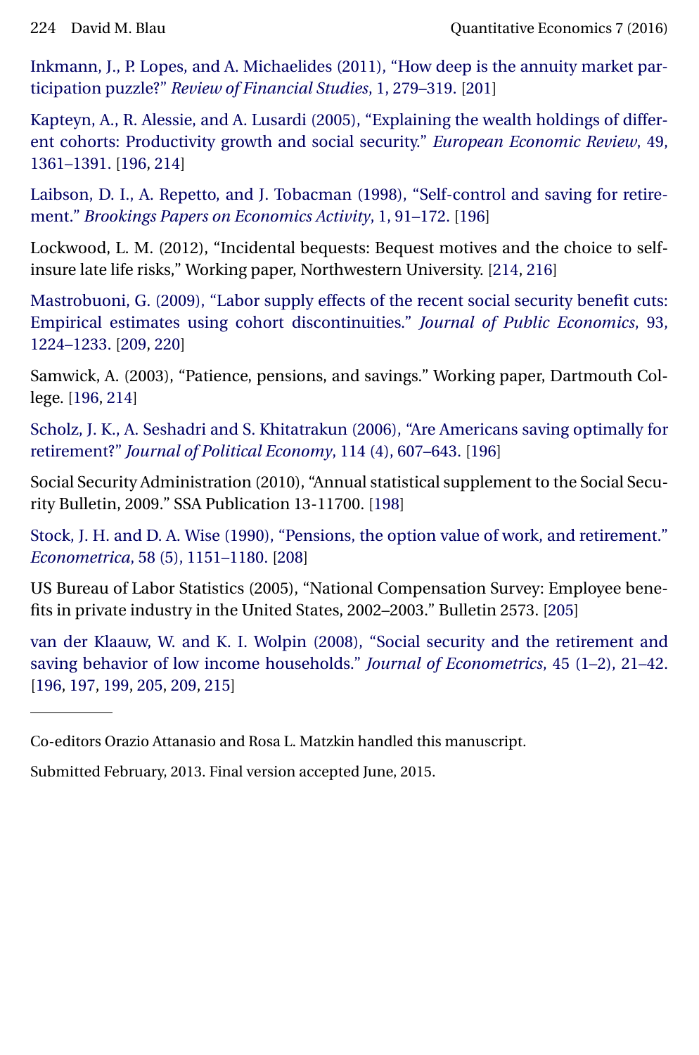Inkmann, J., P. Lopes, and A. Michaelides (2011), “How deep is the annuity market participation puzzle?” *Review of Financial Studies*, 1, 279–319. [201]

Kapteyn, A., R. Alessie, and A. Lusardi (2005), “Explaining the wealth holdings of different cohorts: Productivity growth and social security.” *European Economic Review*, 49, 1361–1391. [196, 214]

Laibson, D. I., A. Repetto, and J. Tobacman (1998), “Self-control and saving for retirement.” *Brookings Papers on Economics Activity*, 1, 91–172. [196]

Lockwood, L. M. (2012), “Incidental bequests: Bequest motives and the choice to self-insure late life risks,” Working paper, Northwestern University. [214, 216]

Mastrobuoni, G. (2009), “Labor supply effects of the recent social security benefit cuts: Empirical estimates using cohort discontinuities.” *Journal of Public Economics*, 93, 1224–1233. [209, 220]

Samwick, A. (2003), “Patience, pensions, and savings.” Working paper, Dartmouth College. [196, 214]

Scholz, J. K., A. Seshadri and S. Khitatrakun (2006), “Are Americans saving optimally for retirement?” *Journal of Political Economy*, 114 (4), 607–643. [196]

Social Security Administration (2010), “Annual statistical supplement to the Social Security Bulletin, 2009.” SSA Publication 13-11700. [198]

Stock, J. H. and D. A. Wise (1990), “Pensions, the option value of work, and retirement.” *Econometrica*, 58 (5), 1151–1180. [208]

US Bureau of Labor Statistics (2005), “National Compensation Survey: Employee benefits in private industry in the United States, 2002–2003.” Bulletin 2573. [205]

van der Klaauw, W. and K. I. Wolpin (2008), “Social security and the retirement and saving behavior of low income households.” *Journal of Econometrics*, 45 (1–2), 21–42. [196, 197, 199, 205, 209, 215]

---

Co-editors Orazio Attanasio and Rosa L. Matzkin handled this manuscript.

Submitted February, 2013. Final version accepted June, 2015.